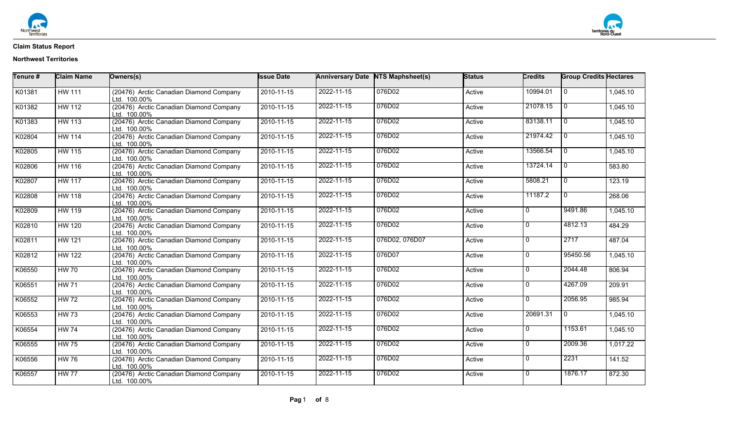**Claim Status Report**

**Northwest Territories**

| Tenure # | Claim Name | Owners(s) | Issue Date | Anniversary Date | NTS Maphsheet(s) | Status | Credits | Group Credits | Hectares |
|---|---|---|---|---|---|---|---|---|---|
| K01381 | HW 111 | (20476) Arctic Canadian Diamond Company Ltd. 100.00% | 2010-11-15 | 2022-11-15 | 076D02 | Active | 10994.01 | 0 | 1,045.10 |
| K01382 | HW 112 | (20476) Arctic Canadian Diamond Company Ltd. 100.00% | 2010-11-15 | 2022-11-15 | 076D02 | Active | 21078.15 | 0 | 1,045.10 |
| K01383 | HW 113 | (20476) Arctic Canadian Diamond Company Ltd. 100.00% | 2010-11-15 | 2022-11-15 | 076D02 | Active | 83138.11 | 0 | 1,045.10 |
| K02804 | HW 114 | (20476) Arctic Canadian Diamond Company Ltd. 100.00% | 2010-11-15 | 2022-11-15 | 076D02 | Active | 21974.42 | 0 | 1,045.10 |
| K02805 | HW 115 | (20476) Arctic Canadian Diamond Company Ltd. 100.00% | 2010-11-15 | 2022-11-15 | 076D02 | Active | 13566.54 | 0 | 1,045.10 |
| K02806 | HW 116 | (20476) Arctic Canadian Diamond Company Ltd. 100.00% | 2010-11-15 | 2022-11-15 | 076D02 | Active | 13724.14 | 0 | 583.80 |
| K02807 | HW 117 | (20476) Arctic Canadian Diamond Company Ltd. 100.00% | 2010-11-15 | 2022-11-15 | 076D02 | Active | 5808.21 | 0 | 123.19 |
| K02808 | HW 118 | (20476) Arctic Canadian Diamond Company Ltd. 100.00% | 2010-11-15 | 2022-11-15 | 076D02 | Active | 11187.2 | 0 | 268.06 |
| K02809 | HW 119 | (20476) Arctic Canadian Diamond Company Ltd. 100.00% | 2010-11-15 | 2022-11-15 | 076D02 | Active | 0 | 9491.86 | 1,045.10 |
| K02810 | HW 120 | (20476) Arctic Canadian Diamond Company Ltd. 100.00% | 2010-11-15 | 2022-11-15 | 076D02 | Active | 0 | 4812.13 | 484.29 |
| K02811 | HW 121 | (20476) Arctic Canadian Diamond Company Ltd. 100.00% | 2010-11-15 | 2022-11-15 | 076D02, 076D07 | Active | 0 | 2717 | 487.04 |
| K02812 | HW 122 | (20476) Arctic Canadian Diamond Company Ltd. 100.00% | 2010-11-15 | 2022-11-15 | 076D07 | Active | 0 | 95450.56 | 1,045.10 |
| K06550 | HW 70 | (20476) Arctic Canadian Diamond Company Ltd. 100.00% | 2010-11-15 | 2022-11-15 | 076D02 | Active | 0 | 2044.48 | 806.94 |
| K06551 | HW 71 | (20476) Arctic Canadian Diamond Company Ltd. 100.00% | 2010-11-15 | 2022-11-15 | 076D02 | Active | 0 | 4267.09 | 209.91 |
| K06552 | HW 72 | (20476) Arctic Canadian Diamond Company Ltd. 100.00% | 2010-11-15 | 2022-11-15 | 076D02 | Active | 0 | 2056.95 | 985.94 |
| K06553 | HW 73 | (20476) Arctic Canadian Diamond Company Ltd. 100.00% | 2010-11-15 | 2022-11-15 | 076D02 | Active | 20691.31 | 0 | 1,045.10 |
| K06554 | HW 74 | (20476) Arctic Canadian Diamond Company Ltd. 100.00% | 2010-11-15 | 2022-11-15 | 076D02 | Active | 0 | 1153.61 | 1,045.10 |
| K06555 | HW 75 | (20476) Arctic Canadian Diamond Company Ltd. 100.00% | 2010-11-15 | 2022-11-15 | 076D02 | Active | 0 | 2009.36 | 1,017.22 |
| K06556 | HW 76 | (20476) Arctic Canadian Diamond Company Ltd. 100.00% | 2010-11-15 | 2022-11-15 | 076D02 | Active | 0 | 2231 | 141.52 |
| K06557 | HW 77 | (20476) Arctic Canadian Diamond Company Ltd. 100.00% | 2010-11-15 | 2022-11-15 | 076D02 | Active | 0 | 1876.17 | 872.30 |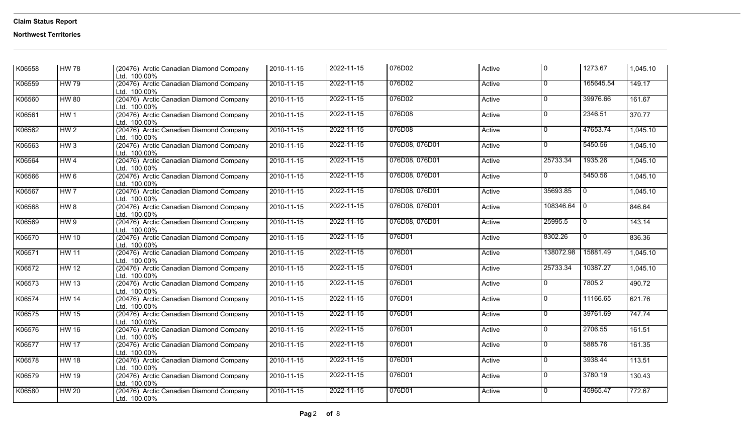**Claim Status Report**

**Northwest Territories**

| | | | | | | | | | |
|---|---|---|---|---|---|---|---|---|---|
| K06558 | HW 78 | (20476) Arctic Canadian Diamond Company Ltd. 100.00% | 2010-11-15 | 2022-11-15 | 076D02 | Active | 0 | 1273.67 | 1,045.10 |
| K06559 | HW 79 | (20476) Arctic Canadian Diamond Company Ltd. 100.00% | 2010-11-15 | 2022-11-15 | 076D02 | Active | 0 | 165645.54 | 149.17 |
| K06560 | HW 80 | (20476) Arctic Canadian Diamond Company Ltd. 100.00% | 2010-11-15 | 2022-11-15 | 076D02 | Active | 0 | 39976.66 | 161.67 |
| K06561 | HW 1 | (20476) Arctic Canadian Diamond Company Ltd. 100.00% | 2010-11-15 | 2022-11-15 | 076D08 | Active | 0 | 2346.51 | 370.77 |
| K06562 | HW 2 | (20476) Arctic Canadian Diamond Company Ltd. 100.00% | 2010-11-15 | 2022-11-15 | 076D08 | Active | 0 | 47653.74 | 1,045.10 |
| K06563 | HW 3 | (20476) Arctic Canadian Diamond Company Ltd. 100.00% | 2010-11-15 | 2022-11-15 | 076D08, 076D01 | Active | 0 | 5450.56 | 1,045.10 |
| K06564 | HW 4 | (20476) Arctic Canadian Diamond Company Ltd. 100.00% | 2010-11-15 | 2022-11-15 | 076D08, 076D01 | Active | 25733.34 | 1935.26 | 1,045.10 |
| K06566 | HW 6 | (20476) Arctic Canadian Diamond Company Ltd. 100.00% | 2010-11-15 | 2022-11-15 | 076D08, 076D01 | Active | 0 | 5450.56 | 1,045.10 |
| K06567 | HW 7 | (20476) Arctic Canadian Diamond Company Ltd. 100.00% | 2010-11-15 | 2022-11-15 | 076D08, 076D01 | Active | 35693.85 | 0 | 1,045.10 |
| K06568 | HW 8 | (20476) Arctic Canadian Diamond Company Ltd. 100.00% | 2010-11-15 | 2022-11-15 | 076D08, 076D01 | Active | 108346.64 | 0 | 846.64 |
| K06569 | HW 9 | (20476) Arctic Canadian Diamond Company Ltd. 100.00% | 2010-11-15 | 2022-11-15 | 076D08, 076D01 | Active | 25995.5 | 0 | 143.14 |
| K06570 | HW 10 | (20476) Arctic Canadian Diamond Company Ltd. 100.00% | 2010-11-15 | 2022-11-15 | 076D01 | Active | 8302.26 | 0 | 836.36 |
| K06571 | HW 11 | (20476) Arctic Canadian Diamond Company Ltd. 100.00% | 2010-11-15 | 2022-11-15 | 076D01 | Active | 138072.98 | 15881.49 | 1,045.10 |
| K06572 | HW 12 | (20476) Arctic Canadian Diamond Company Ltd. 100.00% | 2010-11-15 | 2022-11-15 | 076D01 | Active | 25733.34 | 10387.27 | 1,045.10 |
| K06573 | HW 13 | (20476) Arctic Canadian Diamond Company Ltd. 100.00% | 2010-11-15 | 2022-11-15 | 076D01 | Active | 0 | 7805.2 | 490.72 |
| K06574 | HW 14 | (20476) Arctic Canadian Diamond Company Ltd. 100.00% | 2010-11-15 | 2022-11-15 | 076D01 | Active | 0 | 11166.65 | 621.76 |
| K06575 | HW 15 | (20476) Arctic Canadian Diamond Company Ltd. 100.00% | 2010-11-15 | 2022-11-15 | 076D01 | Active | 0 | 39761.69 | 747.74 |
| K06576 | HW 16 | (20476) Arctic Canadian Diamond Company Ltd. 100.00% | 2010-11-15 | 2022-11-15 | 076D01 | Active | 0 | 2706.55 | 161.51 |
| K06577 | HW 17 | (20476) Arctic Canadian Diamond Company Ltd. 100.00% | 2010-11-15 | 2022-11-15 | 076D01 | Active | 0 | 5885.76 | 161.35 |
| K06578 | HW 18 | (20476) Arctic Canadian Diamond Company Ltd. 100.00% | 2010-11-15 | 2022-11-15 | 076D01 | Active | 0 | 3938.44 | 113.51 |
| K06579 | HW 19 | (20476) Arctic Canadian Diamond Company Ltd. 100.00% | 2010-11-15 | 2022-11-15 | 076D01 | Active | 0 | 3780.19 | 130.43 |
| K06580 | HW 20 | (20476) Arctic Canadian Diamond Company Ltd. 100.00% | 2010-11-15 | 2022-11-15 | 076D01 | Active | 0 | 45965.47 | 772.67 |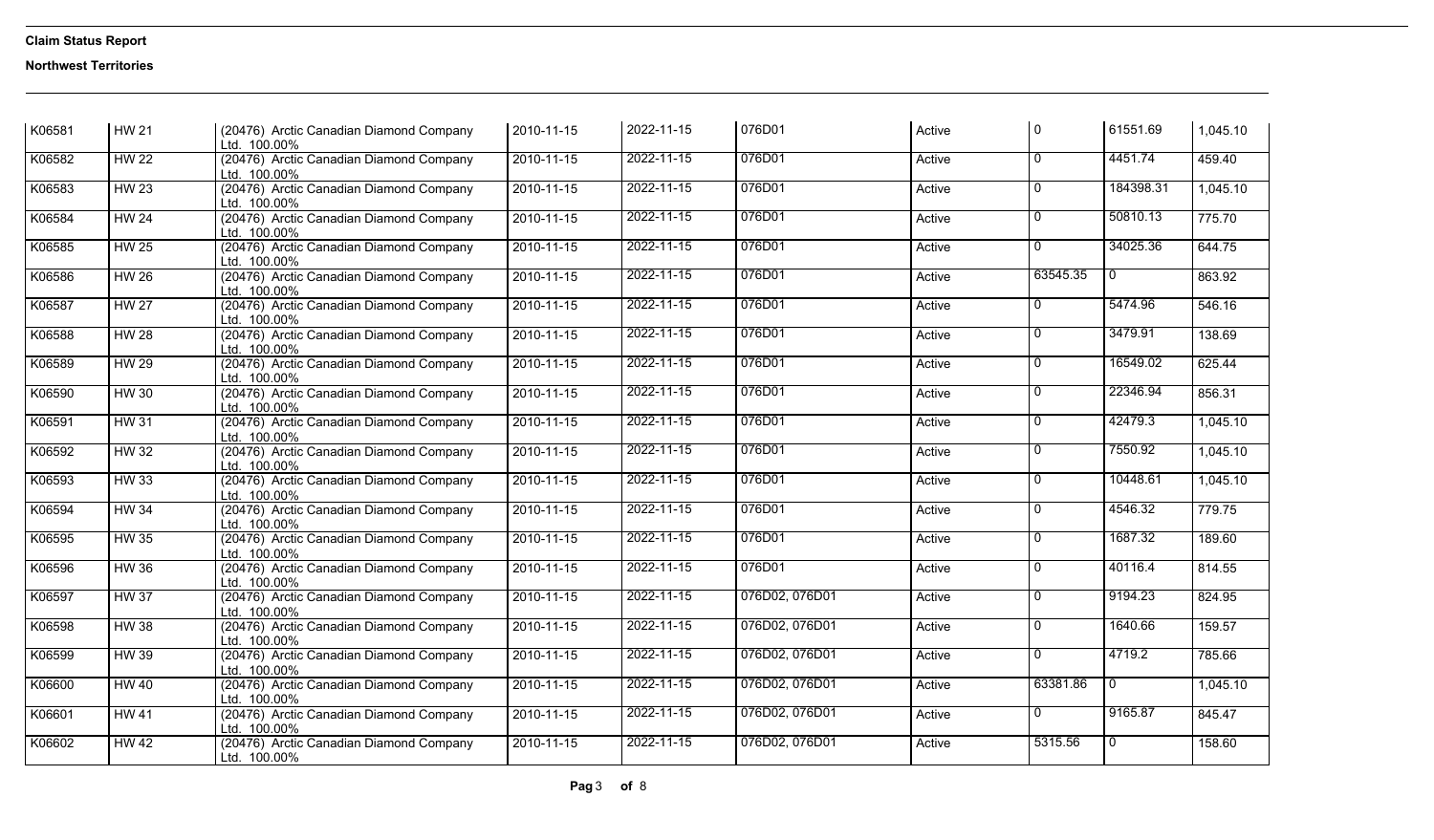**Claim Status Report**

**Northwest Territories**

| | | | | | | | | | |
|---|---|---|---|---|---|---|---|---|---|
| K06581 | HW 21 | (20476) Arctic Canadian Diamond Company Ltd. 100.00% | 2010-11-15 | 2022-11-15 | 076D01 | Active | 0 | 61551.69 | 1,045.10 |
| K06582 | HW 22 | (20476) Arctic Canadian Diamond Company Ltd. 100.00% | 2010-11-15 | 2022-11-15 | 076D01 | Active | 0 | 4451.74 | 459.40 |
| K06583 | HW 23 | (20476) Arctic Canadian Diamond Company Ltd. 100.00% | 2010-11-15 | 2022-11-15 | 076D01 | Active | 0 | 184398.31 | 1,045.10 |
| K06584 | HW 24 | (20476) Arctic Canadian Diamond Company Ltd. 100.00% | 2010-11-15 | 2022-11-15 | 076D01 | Active | 0 | 50810.13 | 775.70 |
| K06585 | HW 25 | (20476) Arctic Canadian Diamond Company Ltd. 100.00% | 2010-11-15 | 2022-11-15 | 076D01 | Active | 0 | 34025.36 | 644.75 |
| K06586 | HW 26 | (20476) Arctic Canadian Diamond Company Ltd. 100.00% | 2010-11-15 | 2022-11-15 | 076D01 | Active | 63545.35 | 0 | 863.92 |
| K06587 | HW 27 | (20476) Arctic Canadian Diamond Company Ltd. 100.00% | 2010-11-15 | 2022-11-15 | 076D01 | Active | 0 | 5474.96 | 546.16 |
| K06588 | HW 28 | (20476) Arctic Canadian Diamond Company Ltd. 100.00% | 2010-11-15 | 2022-11-15 | 076D01 | Active | 0 | 3479.91 | 138.69 |
| K06589 | HW 29 | (20476) Arctic Canadian Diamond Company Ltd. 100.00% | 2010-11-15 | 2022-11-15 | 076D01 | Active | 0 | 16549.02 | 625.44 |
| K06590 | HW 30 | (20476) Arctic Canadian Diamond Company Ltd. 100.00% | 2010-11-15 | 2022-11-15 | 076D01 | Active | 0 | 22346.94 | 856.31 |
| K06591 | HW 31 | (20476) Arctic Canadian Diamond Company Ltd. 100.00% | 2010-11-15 | 2022-11-15 | 076D01 | Active | 0 | 42479.3 | 1,045.10 |
| K06592 | HW 32 | (20476) Arctic Canadian Diamond Company Ltd. 100.00% | 2010-11-15 | 2022-11-15 | 076D01 | Active | 0 | 7550.92 | 1,045.10 |
| K06593 | HW 33 | (20476) Arctic Canadian Diamond Company Ltd. 100.00% | 2010-11-15 | 2022-11-15 | 076D01 | Active | 0 | 10448.61 | 1,045.10 |
| K06594 | HW 34 | (20476) Arctic Canadian Diamond Company Ltd. 100.00% | 2010-11-15 | 2022-11-15 | 076D01 | Active | 0 | 4546.32 | 779.75 |
| K06595 | HW 35 | (20476) Arctic Canadian Diamond Company Ltd. 100.00% | 2010-11-15 | 2022-11-15 | 076D01 | Active | 0 | 1687.32 | 189.60 |
| K06596 | HW 36 | (20476) Arctic Canadian Diamond Company Ltd. 100.00% | 2010-11-15 | 2022-11-15 | 076D01 | Active | 0 | 40116.4 | 814.55 |
| K06597 | HW 37 | (20476) Arctic Canadian Diamond Company Ltd. 100.00% | 2010-11-15 | 2022-11-15 | 076D02, 076D01 | Active | 0 | 9194.23 | 824.95 |
| K06598 | HW 38 | (20476) Arctic Canadian Diamond Company Ltd. 100.00% | 2010-11-15 | 2022-11-15 | 076D02, 076D01 | Active | 0 | 1640.66 | 159.57 |
| K06599 | HW 39 | (20476) Arctic Canadian Diamond Company Ltd. 100.00% | 2010-11-15 | 2022-11-15 | 076D02, 076D01 | Active | 0 | 4719.2 | 785.66 |
| K06600 | HW 40 | (20476) Arctic Canadian Diamond Company Ltd. 100.00% | 2010-11-15 | 2022-11-15 | 076D02, 076D01 | Active | 63381.86 | 0 | 1,045.10 |
| K06601 | HW 41 | (20476) Arctic Canadian Diamond Company Ltd. 100.00% | 2010-11-15 | 2022-11-15 | 076D02, 076D01 | Active | 0 | 9165.87 | 845.47 |
| K06602 | HW 42 | (20476) Arctic Canadian Diamond Company Ltd. 100.00% | 2010-11-15 | 2022-11-15 | 076D02, 076D01 | Active | 5315.56 | 0 | 158.60 |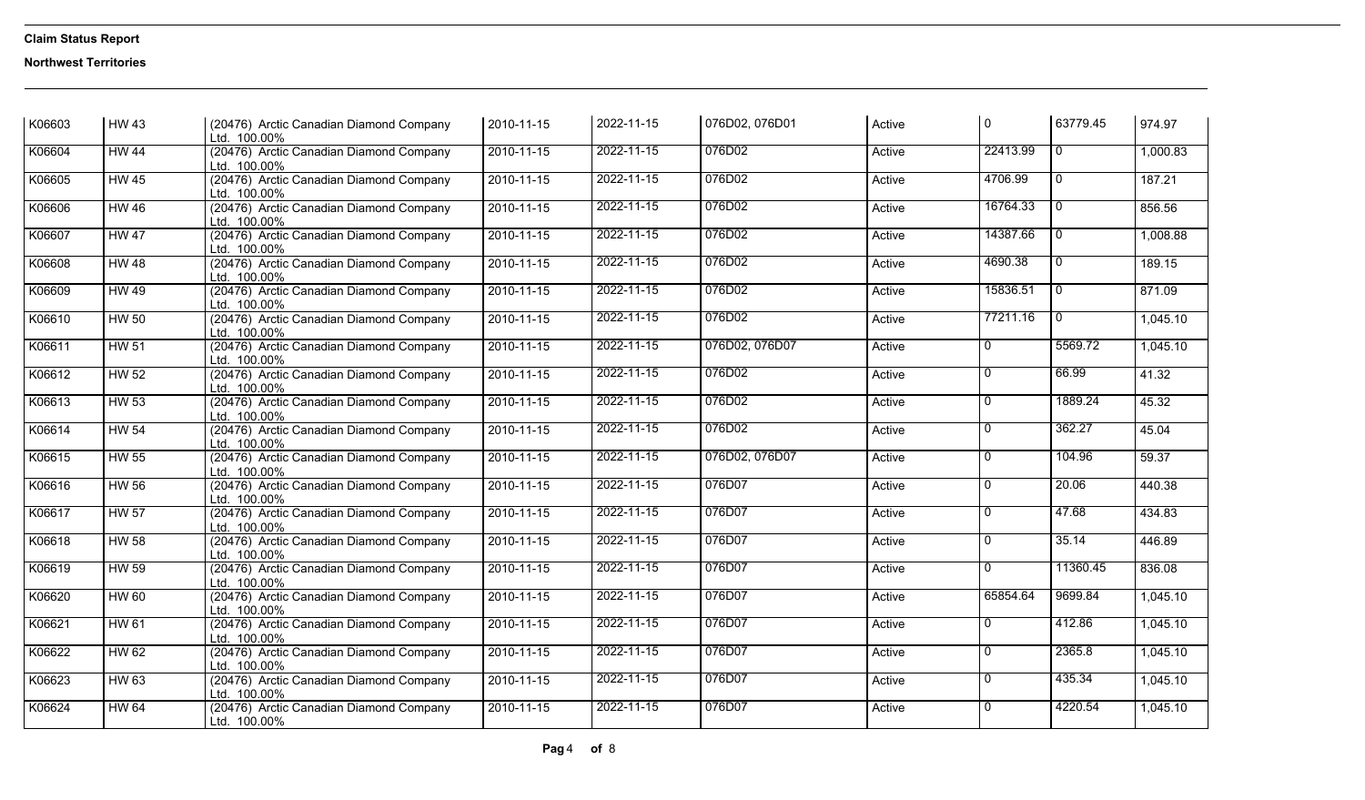**Claim Status Report**

**Northwest Territories**

| K06603 | HW 43 | (20476) Arctic Canadian Diamond Company Ltd. 100.00% | 2010-11-15 | 2022-11-15 | 076D02, 076D01 | Active | 0 | 63779.45 | 974.97 |
|---|---|---|---|---|---|---|---|---|---|
| K06604 | HW 44 | (20476) Arctic Canadian Diamond Company Ltd. 100.00% | 2010-11-15 | 2022-11-15 | 076D02 | Active | 22413.99 | 0 | 1,000.83 |
| K06605 | HW 45 | (20476) Arctic Canadian Diamond Company Ltd. 100.00% | 2010-11-15 | 2022-11-15 | 076D02 | Active | 4706.99 | 0 | 187.21 |
| K06606 | HW 46 | (20476) Arctic Canadian Diamond Company Ltd. 100.00% | 2010-11-15 | 2022-11-15 | 076D02 | Active | 16764.33 | 0 | 856.56 |
| K06607 | HW 47 | (20476) Arctic Canadian Diamond Company Ltd. 100.00% | 2010-11-15 | 2022-11-15 | 076D02 | Active | 14387.66 | 0 | 1,008.88 |
| K06608 | HW 48 | (20476) Arctic Canadian Diamond Company Ltd. 100.00% | 2010-11-15 | 2022-11-15 | 076D02 | Active | 4690.38 | 0 | 189.15 |
| K06609 | HW 49 | (20476) Arctic Canadian Diamond Company Ltd. 100.00% | 2010-11-15 | 2022-11-15 | 076D02 | Active | 15836.51 | 0 | 871.09 |
| K06610 | HW 50 | (20476) Arctic Canadian Diamond Company Ltd. 100.00% | 2010-11-15 | 2022-11-15 | 076D02 | Active | 77211.16 | 0 | 1,045.10 |
| K06611 | HW 51 | (20476) Arctic Canadian Diamond Company Ltd. 100.00% | 2010-11-15 | 2022-11-15 | 076D02, 076D07 | Active | 0 | 5569.72 | 1,045.10 |
| K06612 | HW 52 | (20476) Arctic Canadian Diamond Company Ltd. 100.00% | 2010-11-15 | 2022-11-15 | 076D02 | Active | 0 | 66.99 | 41.32 |
| K06613 | HW 53 | (20476) Arctic Canadian Diamond Company Ltd. 100.00% | 2010-11-15 | 2022-11-15 | 076D02 | Active | 0 | 1889.24 | 45.32 |
| K06614 | HW 54 | (20476) Arctic Canadian Diamond Company Ltd. 100.00% | 2010-11-15 | 2022-11-15 | 076D02 | Active | 0 | 362.27 | 45.04 |
| K06615 | HW 55 | (20476) Arctic Canadian Diamond Company Ltd. 100.00% | 2010-11-15 | 2022-11-15 | 076D02, 076D07 | Active | 0 | 104.96 | 59.37 |
| K06616 | HW 56 | (20476) Arctic Canadian Diamond Company Ltd. 100.00% | 2010-11-15 | 2022-11-15 | 076D07 | Active | 0 | 20.06 | 440.38 |
| K06617 | HW 57 | (20476) Arctic Canadian Diamond Company Ltd. 100.00% | 2010-11-15 | 2022-11-15 | 076D07 | Active | 0 | 47.68 | 434.83 |
| K06618 | HW 58 | (20476) Arctic Canadian Diamond Company Ltd. 100.00% | 2010-11-15 | 2022-11-15 | 076D07 | Active | 0 | 35.14 | 446.89 |
| K06619 | HW 59 | (20476) Arctic Canadian Diamond Company Ltd. 100.00% | 2010-11-15 | 2022-11-15 | 076D07 | Active | 0 | 11360.45 | 836.08 |
| K06620 | HW 60 | (20476) Arctic Canadian Diamond Company Ltd. 100.00% | 2010-11-15 | 2022-11-15 | 076D07 | Active | 65854.64 | 9699.84 | 1,045.10 |
| K06621 | HW 61 | (20476) Arctic Canadian Diamond Company Ltd. 100.00% | 2010-11-15 | 2022-11-15 | 076D07 | Active | 0 | 412.86 | 1,045.10 |
| K06622 | HW 62 | (20476) Arctic Canadian Diamond Company Ltd. 100.00% | 2010-11-15 | 2022-11-15 | 076D07 | Active | 0 | 2365.8 | 1,045.10 |
| K06623 | HW 63 | (20476) Arctic Canadian Diamond Company Ltd. 100.00% | 2010-11-15 | 2022-11-15 | 076D07 | Active | 0 | 435.34 | 1,045.10 |
| K06624 | HW 64 | (20476) Arctic Canadian Diamond Company Ltd. 100.00% | 2010-11-15 | 2022-11-15 | 076D07 | Active | 0 | 4220.54 | 1,045.10 |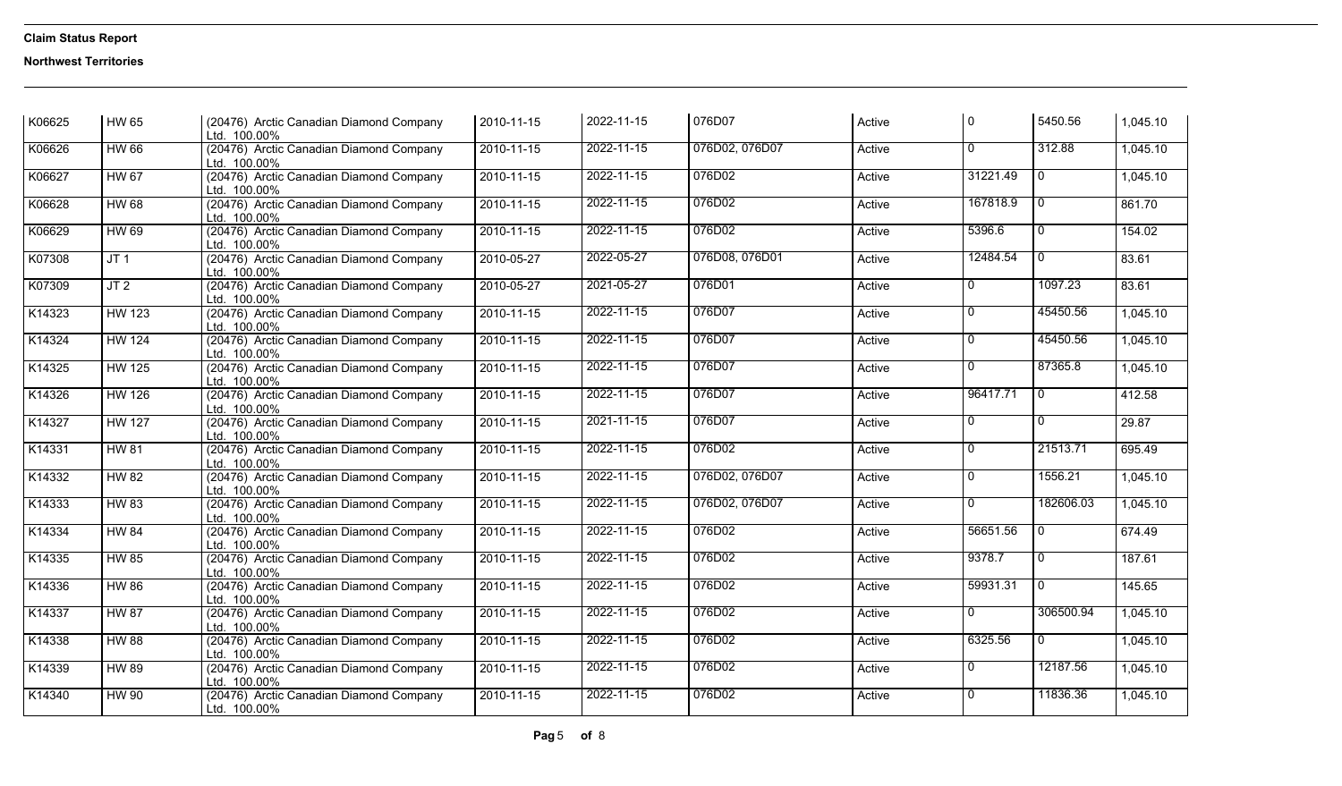**Claim Status Report**

**Northwest Territories**

| | | | | | | | | | |
|---|---|---|---|---|---|---|---|---|---|
| K06625 | HW 65 | (20476) Arctic Canadian Diamond Company Ltd. 100.00% | 2010-11-15 | 2022-11-15 | 076D07 | Active | 0 | 5450.56 | 1,045.10 |
| K06626 | HW 66 | (20476) Arctic Canadian Diamond Company Ltd. 100.00% | 2010-11-15 | 2022-11-15 | 076D02, 076D07 | Active | 0 | 312.88 | 1,045.10 |
| K06627 | HW 67 | (20476) Arctic Canadian Diamond Company Ltd. 100.00% | 2010-11-15 | 2022-11-15 | 076D02 | Active | 31221.49 | 0 | 1,045.10 |
| K06628 | HW 68 | (20476) Arctic Canadian Diamond Company Ltd. 100.00% | 2010-11-15 | 2022-11-15 | 076D02 | Active | 167818.9 | 0 | 861.70 |
| K06629 | HW 69 | (20476) Arctic Canadian Diamond Company Ltd. 100.00% | 2010-11-15 | 2022-11-15 | 076D02 | Active | 5396.6 | 0 | 154.02 |
| K07308 | JT 1 | (20476) Arctic Canadian Diamond Company Ltd. 100.00% | 2010-05-27 | 2022-05-27 | 076D08, 076D01 | Active | 12484.54 | 0 | 83.61 |
| K07309 | JT 2 | (20476) Arctic Canadian Diamond Company Ltd. 100.00% | 2010-05-27 | 2021-05-27 | 076D01 | Active | 0 | 1097.23 | 83.61 |
| K14323 | HW 123 | (20476) Arctic Canadian Diamond Company Ltd. 100.00% | 2010-11-15 | 2022-11-15 | 076D07 | Active | 0 | 45450.56 | 1,045.10 |
| K14324 | HW 124 | (20476) Arctic Canadian Diamond Company Ltd. 100.00% | 2010-11-15 | 2022-11-15 | 076D07 | Active | 0 | 45450.56 | 1,045.10 |
| K14325 | HW 125 | (20476) Arctic Canadian Diamond Company Ltd. 100.00% | 2010-11-15 | 2022-11-15 | 076D07 | Active | 0 | 87365.8 | 1,045.10 |
| K14326 | HW 126 | (20476) Arctic Canadian Diamond Company Ltd. 100.00% | 2010-11-15 | 2022-11-15 | 076D07 | Active | 96417.71 | 0 | 412.58 |
| K14327 | HW 127 | (20476) Arctic Canadian Diamond Company Ltd. 100.00% | 2010-11-15 | 2021-11-15 | 076D07 | Active | 0 | 0 | 29.87 |
| K14331 | HW 81 | (20476) Arctic Canadian Diamond Company Ltd. 100.00% | 2010-11-15 | 2022-11-15 | 076D02 | Active | 0 | 21513.71 | 695.49 |
| K14332 | HW 82 | (20476) Arctic Canadian Diamond Company Ltd. 100.00% | 2010-11-15 | 2022-11-15 | 076D02, 076D07 | Active | 0 | 1556.21 | 1,045.10 |
| K14333 | HW 83 | (20476) Arctic Canadian Diamond Company Ltd. 100.00% | 2010-11-15 | 2022-11-15 | 076D02, 076D07 | Active | 0 | 182606.03 | 1,045.10 |
| K14334 | HW 84 | (20476) Arctic Canadian Diamond Company Ltd. 100.00% | 2010-11-15 | 2022-11-15 | 076D02 | Active | 56651.56 | 0 | 674.49 |
| K14335 | HW 85 | (20476) Arctic Canadian Diamond Company Ltd. 100.00% | 2010-11-15 | 2022-11-15 | 076D02 | Active | 9378.7 | 0 | 187.61 |
| K14336 | HW 86 | (20476) Arctic Canadian Diamond Company Ltd. 100.00% | 2010-11-15 | 2022-11-15 | 076D02 | Active | 59931.31 | 0 | 145.65 |
| K14337 | HW 87 | (20476) Arctic Canadian Diamond Company Ltd. 100.00% | 2010-11-15 | 2022-11-15 | 076D02 | Active | 0 | 306500.94 | 1,045.10 |
| K14338 | HW 88 | (20476) Arctic Canadian Diamond Company Ltd. 100.00% | 2010-11-15 | 2022-11-15 | 076D02 | Active | 6325.56 | 0 | 1,045.10 |
| K14339 | HW 89 | (20476) Arctic Canadian Diamond Company Ltd. 100.00% | 2010-11-15 | 2022-11-15 | 076D02 | Active | 0 | 12187.56 | 1,045.10 |
| K14340 | HW 90 | (20476) Arctic Canadian Diamond Company Ltd. 100.00% | 2010-11-15 | 2022-11-15 | 076D02 | Active | 0 | 11836.36 | 1,045.10 |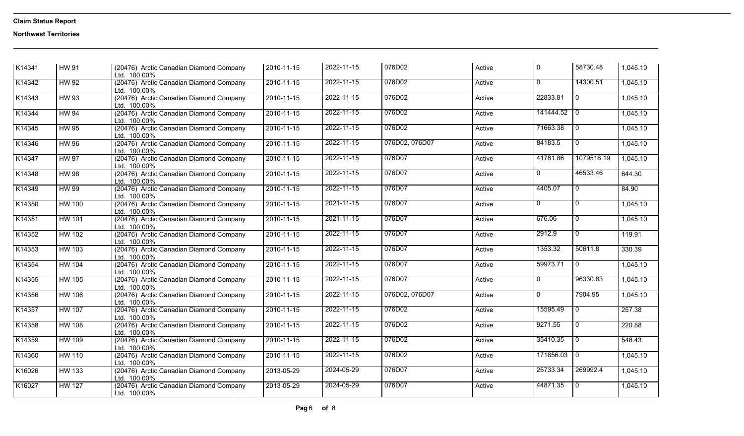**Claim Status Report**

**Northwest Territories**

| | | | | | | | | | |
|---|---|---|---|---|---|---|---|---|---|
| K14341 | HW 91 | (20476) Arctic Canadian Diamond Company Ltd. 100.00% | 2010-11-15 | 2022-11-15 | 076D02 | Active | 0 | 58730.48 | 1,045.10 |
| K14342 | HW 92 | (20476) Arctic Canadian Diamond Company Ltd. 100.00% | 2010-11-15 | 2022-11-15 | 076D02 | Active | 0 | 14300.51 | 1,045.10 |
| K14343 | HW 93 | (20476) Arctic Canadian Diamond Company Ltd. 100.00% | 2010-11-15 | 2022-11-15 | 076D02 | Active | 22833.81 | 0 | 1,045.10 |
| K14344 | HW 94 | (20476) Arctic Canadian Diamond Company Ltd. 100.00% | 2010-11-15 | 2022-11-15 | 076D02 | Active | 141444.52 | 0 | 1,045.10 |
| K14345 | HW 95 | (20476) Arctic Canadian Diamond Company Ltd. 100.00% | 2010-11-15 | 2022-11-15 | 076D02 | Active | 71663.38 | 0 | 1,045.10 |
| K14346 | HW 96 | (20476) Arctic Canadian Diamond Company Ltd. 100.00% | 2010-11-15 | 2022-11-15 | 076D02, 076D07 | Active | 84183.5 | 0 | 1,045.10 |
| K14347 | HW 97 | (20476) Arctic Canadian Diamond Company Ltd. 100.00% | 2010-11-15 | 2022-11-15 | 076D07 | Active | 41781.86 | 1079516.19 | 1,045.10 |
| K14348 | HW 98 | (20476) Arctic Canadian Diamond Company Ltd. 100.00% | 2010-11-15 | 2022-11-15 | 076D07 | Active | 0 | 46533.46 | 644.30 |
| K14349 | HW 99 | (20476) Arctic Canadian Diamond Company Ltd. 100.00% | 2010-11-15 | 2022-11-15 | 076D07 | Active | 4405.07 | 0 | 84.90 |
| K14350 | HW 100 | (20476) Arctic Canadian Diamond Company Ltd. 100.00% | 2010-11-15 | 2021-11-15 | 076D07 | Active | 0 | 0 | 1,045.10 |
| K14351 | HW 101 | (20476) Arctic Canadian Diamond Company Ltd. 100.00% | 2010-11-15 | 2021-11-15 | 076D07 | Active | 676.06 | 0 | 1,045.10 |
| K14352 | HW 102 | (20476) Arctic Canadian Diamond Company Ltd. 100.00% | 2010-11-15 | 2022-11-15 | 076D07 | Active | 2912.9 | 0 | 119.91 |
| K14353 | HW 103 | (20476) Arctic Canadian Diamond Company Ltd. 100.00% | 2010-11-15 | 2022-11-15 | 076D07 | Active | 1353.32 | 50611.8 | 330.39 |
| K14354 | HW 104 | (20476) Arctic Canadian Diamond Company Ltd. 100.00% | 2010-11-15 | 2022-11-15 | 076D07 | Active | 59973.71 | 0 | 1,045.10 |
| K14355 | HW 105 | (20476) Arctic Canadian Diamond Company Ltd. 100.00% | 2010-11-15 | 2022-11-15 | 076D07 | Active | 0 | 96330.83 | 1,045.10 |
| K14356 | HW 106 | (20476) Arctic Canadian Diamond Company Ltd. 100.00% | 2010-11-15 | 2022-11-15 | 076D02, 076D07 | Active | 0 | 7904.95 | 1,045.10 |
| K14357 | HW 107 | (20476) Arctic Canadian Diamond Company Ltd. 100.00% | 2010-11-15 | 2022-11-15 | 076D02 | Active | 15595.49 | 0 | 257.38 |
| K14358 | HW 108 | (20476) Arctic Canadian Diamond Company Ltd. 100.00% | 2010-11-15 | 2022-11-15 | 076D02 | Active | 9271.55 | 0 | 220.88 |
| K14359 | HW 109 | (20476) Arctic Canadian Diamond Company Ltd. 100.00% | 2010-11-15 | 2022-11-15 | 076D02 | Active | 35410.35 | 0 | 548.43 |
| K14360 | HW 110 | (20476) Arctic Canadian Diamond Company Ltd. 100.00% | 2010-11-15 | 2022-11-15 | 076D02 | Active | 171856.03 | 0 | 1,045.10 |
| K16026 | HW 133 | (20476) Arctic Canadian Diamond Company Ltd. 100.00% | 2013-05-29 | 2024-05-29 | 076D07 | Active | 25733.34 | 269992.4 | 1,045.10 |
| K16027 | HW 127 | (20476) Arctic Canadian Diamond Company Ltd. 100.00% | 2013-05-29 | 2024-05-29 | 076D07 | Active | 44871.35 | 0 | 1,045.10 |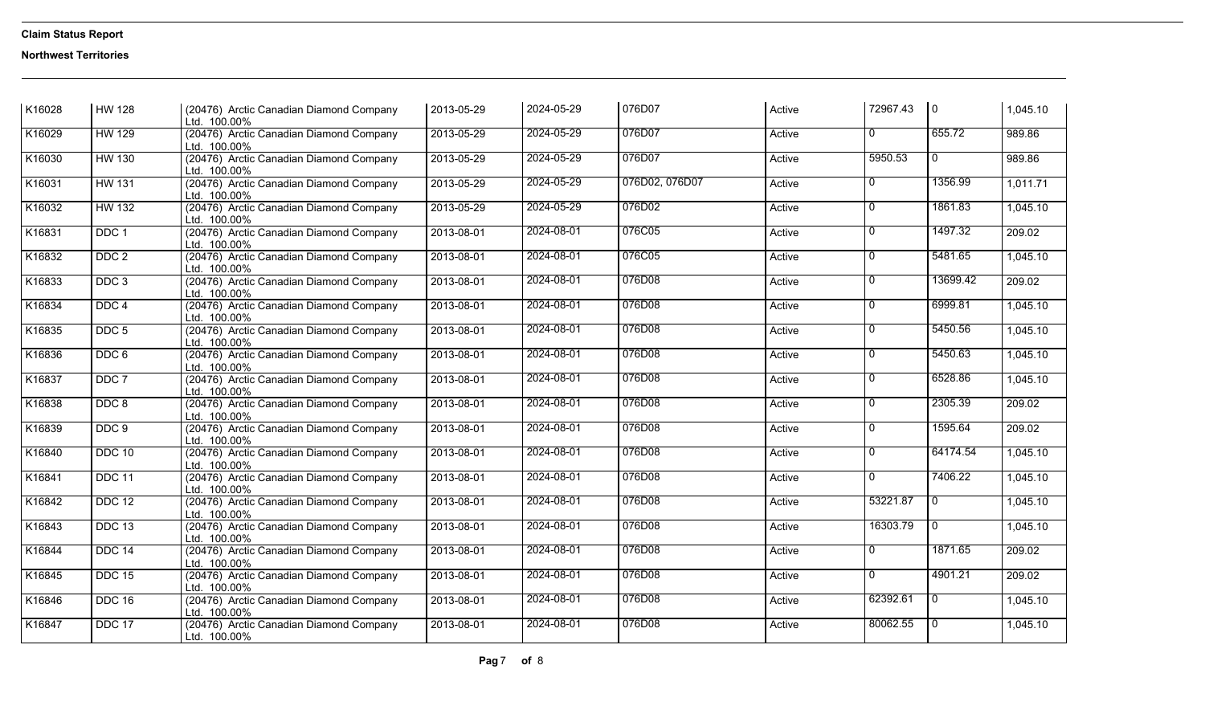**Claim Status Report**

**Northwest Territories**

| | | | | | | | | | |
|---|---|---|---|---|---|---|---|---|---|
| K16028 | HW 128 | (20476) Arctic Canadian Diamond Company Ltd. 100.00% | 2013-05-29 | 2024-05-29 | 076D07 | Active | 72967.43 | 0 | 1,045.10 |
| K16029 | HW 129 | (20476) Arctic Canadian Diamond Company Ltd. 100.00% | 2013-05-29 | 2024-05-29 | 076D07 | Active | 0 | 655.72 | 989.86 |
| K16030 | HW 130 | (20476) Arctic Canadian Diamond Company Ltd. 100.00% | 2013-05-29 | 2024-05-29 | 076D07 | Active | 5950.53 | 0 | 989.86 |
| K16031 | HW 131 | (20476) Arctic Canadian Diamond Company Ltd. 100.00% | 2013-05-29 | 2024-05-29 | 076D02, 076D07 | Active | 0 | 1356.99 | 1,011.71 |
| K16032 | HW 132 | (20476) Arctic Canadian Diamond Company Ltd. 100.00% | 2013-05-29 | 2024-05-29 | 076D02 | Active | 0 | 1861.83 | 1,045.10 |
| K16831 | DDC 1 | (20476) Arctic Canadian Diamond Company Ltd. 100.00% | 2013-08-01 | 2024-08-01 | 076C05 | Active | 0 | 1497.32 | 209.02 |
| K16832 | DDC 2 | (20476) Arctic Canadian Diamond Company Ltd. 100.00% | 2013-08-01 | 2024-08-01 | 076C05 | Active | 0 | 5481.65 | 1,045.10 |
| K16833 | DDC 3 | (20476) Arctic Canadian Diamond Company Ltd. 100.00% | 2013-08-01 | 2024-08-01 | 076D08 | Active | 0 | 13699.42 | 209.02 |
| K16834 | DDC 4 | (20476) Arctic Canadian Diamond Company Ltd. 100.00% | 2013-08-01 | 2024-08-01 | 076D08 | Active | 0 | 6999.81 | 1,045.10 |
| K16835 | DDC 5 | (20476) Arctic Canadian Diamond Company Ltd. 100.00% | 2013-08-01 | 2024-08-01 | 076D08 | Active | 0 | 5450.56 | 1,045.10 |
| K16836 | DDC 6 | (20476) Arctic Canadian Diamond Company Ltd. 100.00% | 2013-08-01 | 2024-08-01 | 076D08 | Active | 0 | 5450.63 | 1,045.10 |
| K16837 | DDC 7 | (20476) Arctic Canadian Diamond Company Ltd. 100.00% | 2013-08-01 | 2024-08-01 | 076D08 | Active | 0 | 6528.86 | 1,045.10 |
| K16838 | DDC 8 | (20476) Arctic Canadian Diamond Company Ltd. 100.00% | 2013-08-01 | 2024-08-01 | 076D08 | Active | 0 | 2305.39 | 209.02 |
| K16839 | DDC 9 | (20476) Arctic Canadian Diamond Company Ltd. 100.00% | 2013-08-01 | 2024-08-01 | 076D08 | Active | 0 | 1595.64 | 209.02 |
| K16840 | DDC 10 | (20476) Arctic Canadian Diamond Company Ltd. 100.00% | 2013-08-01 | 2024-08-01 | 076D08 | Active | 0 | 64174.54 | 1,045.10 |
| K16841 | DDC 11 | (20476) Arctic Canadian Diamond Company Ltd. 100.00% | 2013-08-01 | 2024-08-01 | 076D08 | Active | 0 | 7406.22 | 1,045.10 |
| K16842 | DDC 12 | (20476) Arctic Canadian Diamond Company Ltd. 100.00% | 2013-08-01 | 2024-08-01 | 076D08 | Active | 53221.87 | 0 | 1,045.10 |
| K16843 | DDC 13 | (20476) Arctic Canadian Diamond Company Ltd. 100.00% | 2013-08-01 | 2024-08-01 | 076D08 | Active | 16303.79 | 0 | 1,045.10 |
| K16844 | DDC 14 | (20476) Arctic Canadian Diamond Company Ltd. 100.00% | 2013-08-01 | 2024-08-01 | 076D08 | Active | 0 | 1871.65 | 209.02 |
| K16845 | DDC 15 | (20476) Arctic Canadian Diamond Company Ltd. 100.00% | 2013-08-01 | 2024-08-01 | 076D08 | Active | 0 | 4901.21 | 209.02 |
| K16846 | DDC 16 | (20476) Arctic Canadian Diamond Company Ltd. 100.00% | 2013-08-01 | 2024-08-01 | 076D08 | Active | 62392.61 | 0 | 1,045.10 |
| K16847 | DDC 17 | (20476) Arctic Canadian Diamond Company Ltd. 100.00% | 2013-08-01 | 2024-08-01 | 076D08 | Active | 80062.55 | 0 | 1,045.10 |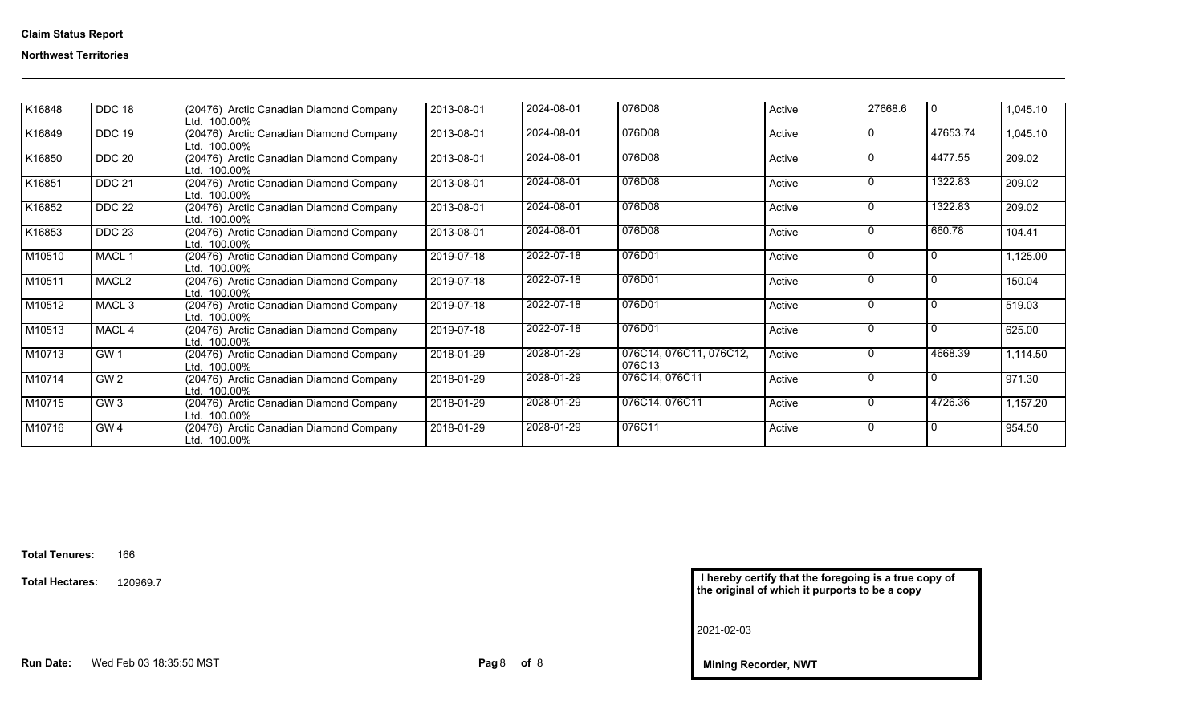**Claim Status Report**

**Northwest Territories**

| | | | | | | | | | |
|---|---|---|---|---|---|---|---|---|---|
| K16848 | DDC 18 | (20476) Arctic Canadian Diamond Company Ltd. 100.00% | 2013-08-01 | 2024-08-01 | 076D08 | Active | 27668.6 | 0 | 1,045.10 |
| K16849 | DDC 19 | (20476) Arctic Canadian Diamond Company Ltd. 100.00% | 2013-08-01 | 2024-08-01 | 076D08 | Active | 0 | 47653.74 | 1,045.10 |
| K16850 | DDC 20 | (20476) Arctic Canadian Diamond Company Ltd. 100.00% | 2013-08-01 | 2024-08-01 | 076D08 | Active | 0 | 4477.55 | 209.02 |
| K16851 | DDC 21 | (20476) Arctic Canadian Diamond Company Ltd. 100.00% | 2013-08-01 | 2024-08-01 | 076D08 | Active | 0 | 1322.83 | 209.02 |
| K16852 | DDC 22 | (20476) Arctic Canadian Diamond Company Ltd. 100.00% | 2013-08-01 | 2024-08-01 | 076D08 | Active | 0 | 1322.83 | 209.02 |
| K16853 | DDC 23 | (20476) Arctic Canadian Diamond Company Ltd. 100.00% | 2013-08-01 | 2024-08-01 | 076D08 | Active | 0 | 660.78 | 104.41 |
| M10510 | MACL 1 | (20476) Arctic Canadian Diamond Company Ltd. 100.00% | 2019-07-18 | 2022-07-18 | 076D01 | Active | 0 | 0 | 1,125.00 |
| M10511 | MACL2 | (20476) Arctic Canadian Diamond Company Ltd. 100.00% | 2019-07-18 | 2022-07-18 | 076D01 | Active | 0 | 0 | 150.04 |
| M10512 | MACL 3 | (20476) Arctic Canadian Diamond Company Ltd. 100.00% | 2019-07-18 | 2022-07-18 | 076D01 | Active | 0 | 0 | 519.03 |
| M10513 | MACL 4 | (20476) Arctic Canadian Diamond Company Ltd. 100.00% | 2019-07-18 | 2022-07-18 | 076D01 | Active | 0 | 0 | 625.00 |
| M10713 | GW 1 | (20476) Arctic Canadian Diamond Company Ltd. 100.00% | 2018-01-29 | 2028-01-29 | 076C14, 076C11, 076C12, 076C13 | Active | 0 | 4668.39 | 1,114.50 |
| M10714 | GW 2 | (20476) Arctic Canadian Diamond Company Ltd. 100.00% | 2018-01-29 | 2028-01-29 | 076C14, 076C11 | Active | 0 | 0 | 971.30 |
| M10715 | GW 3 | (20476) Arctic Canadian Diamond Company Ltd. 100.00% | 2018-01-29 | 2028-01-29 | 076C14, 076C11 | Active | 0 | 4726.36 | 1,157.20 |
| M10716 | GW 4 | (20476) Arctic Canadian Diamond Company Ltd. 100.00% | 2018-01-29 | 2028-01-29 | 076C11 | Active | 0 | 0 | 954.50 |

**Total Tenures:** 166

**Total Hectares:** 120969.7

**I hereby certify that the foregoing is a true copy of the original of which it purports to be a copy**

2021-02-03

**Mining Recorder, NWT**

**Run Date:** Wed Feb 03 18:35:50 MST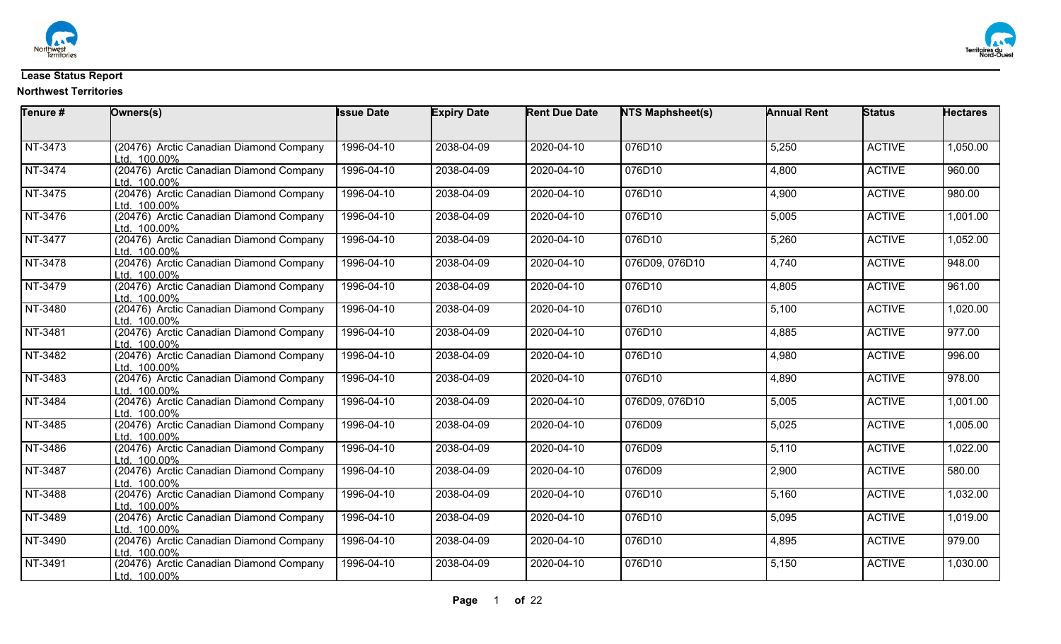**Lease Status Report**

**Northwest Territories**

| Tenure # | Owners(s) | Issue Date | Expiry Date | Rent Due Date | NTS Maphsheet(s) | Annual Rent | Status | Hectares |
|---|---|---|---|---|---|---|---|---|
| NT-3473 | (20476) Arctic Canadian Diamond Company Ltd. 100.00% | 1996-04-10 | 2038-04-09 | 2020-04-10 | 076D10 | 5,250 | ACTIVE | 1,050.00 |
| NT-3474 | (20476) Arctic Canadian Diamond Company Ltd. 100.00% | 1996-04-10 | 2038-04-09 | 2020-04-10 | 076D10 | 4,800 | ACTIVE | 960.00 |
| NT-3475 | (20476) Arctic Canadian Diamond Company Ltd. 100.00% | 1996-04-10 | 2038-04-09 | 2020-04-10 | 076D10 | 4,900 | ACTIVE | 980.00 |
| NT-3476 | (20476) Arctic Canadian Diamond Company Ltd. 100.00% | 1996-04-10 | 2038-04-09 | 2020-04-10 | 076D10 | 5,005 | ACTIVE | 1,001.00 |
| NT-3477 | (20476) Arctic Canadian Diamond Company Ltd. 100.00% | 1996-04-10 | 2038-04-09 | 2020-04-10 | 076D10 | 5,260 | ACTIVE | 1,052.00 |
| NT-3478 | (20476) Arctic Canadian Diamond Company Ltd. 100.00% | 1996-04-10 | 2038-04-09 | 2020-04-10 | 076D09, 076D10 | 4,740 | ACTIVE | 948.00 |
| NT-3479 | (20476) Arctic Canadian Diamond Company Ltd. 100.00% | 1996-04-10 | 2038-04-09 | 2020-04-10 | 076D10 | 4,805 | ACTIVE | 961.00 |
| NT-3480 | (20476) Arctic Canadian Diamond Company Ltd. 100.00% | 1996-04-10 | 2038-04-09 | 2020-04-10 | 076D10 | 5,100 | ACTIVE | 1,020.00 |
| NT-3481 | (20476) Arctic Canadian Diamond Company Ltd. 100.00% | 1996-04-10 | 2038-04-09 | 2020-04-10 | 076D10 | 4,885 | ACTIVE | 977.00 |
| NT-3482 | (20476) Arctic Canadian Diamond Company Ltd. 100.00% | 1996-04-10 | 2038-04-09 | 2020-04-10 | 076D10 | 4,980 | ACTIVE | 996.00 |
| NT-3483 | (20476) Arctic Canadian Diamond Company Ltd. 100.00% | 1996-04-10 | 2038-04-09 | 2020-04-10 | 076D10 | 4,890 | ACTIVE | 978.00 |
| NT-3484 | (20476) Arctic Canadian Diamond Company Ltd. 100.00% | 1996-04-10 | 2038-04-09 | 2020-04-10 | 076D09, 076D10 | 5,005 | ACTIVE | 1,001.00 |
| NT-3485 | (20476) Arctic Canadian Diamond Company Ltd. 100.00% | 1996-04-10 | 2038-04-09 | 2020-04-10 | 076D09 | 5,025 | ACTIVE | 1,005.00 |
| NT-3486 | (20476) Arctic Canadian Diamond Company Ltd. 100.00% | 1996-04-10 | 2038-04-09 | 2020-04-10 | 076D09 | 5,110 | ACTIVE | 1,022.00 |
| NT-3487 | (20476) Arctic Canadian Diamond Company Ltd. 100.00% | 1996-04-10 | 2038-04-09 | 2020-04-10 | 076D09 | 2,900 | ACTIVE | 580.00 |
| NT-3488 | (20476) Arctic Canadian Diamond Company Ltd. 100.00% | 1996-04-10 | 2038-04-09 | 2020-04-10 | 076D10 | 5,160 | ACTIVE | 1,032.00 |
| NT-3489 | (20476) Arctic Canadian Diamond Company Ltd. 100.00% | 1996-04-10 | 2038-04-09 | 2020-04-10 | 076D10 | 5,095 | ACTIVE | 1,019.00 |
| NT-3490 | (20476) Arctic Canadian Diamond Company Ltd. 100.00% | 1996-04-10 | 2038-04-09 | 2020-04-10 | 076D10 | 4,895 | ACTIVE | 979.00 |
| NT-3491 | (20476) Arctic Canadian Diamond Company Ltd. 100.00% | 1996-04-10 | 2038-04-09 | 2020-04-10 | 076D10 | 5,150 | ACTIVE | 1,030.00 |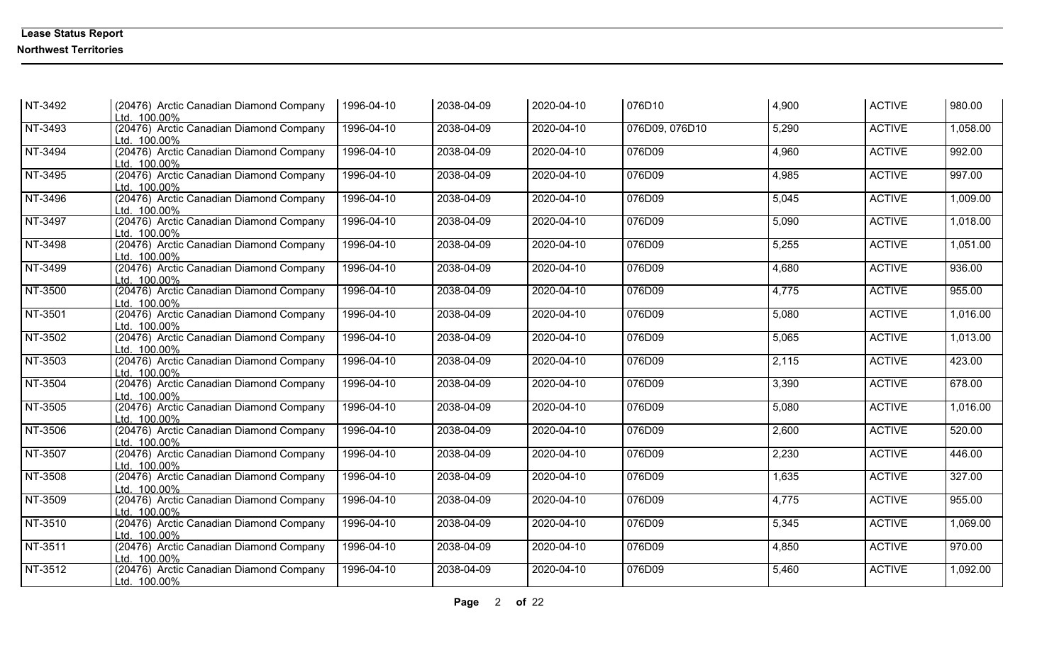| NT-3492 | (20476) Arctic Canadian Diamond Company Ltd. 100.00% | 1996-04-10 | 2038-04-09 | 2020-04-10 | 076D10 | 4,900 | ACTIVE | 980.00 |
|---|---|---|---|---|---|---|---|---|
| NT-3493 | (20476) Arctic Canadian Diamond Company Ltd. 100.00% | 1996-04-10 | 2038-04-09 | 2020-04-10 | 076D09, 076D10 | 5,290 | ACTIVE | 1,058.00 |
| NT-3494 | (20476) Arctic Canadian Diamond Company Ltd. 100.00% | 1996-04-10 | 2038-04-09 | 2020-04-10 | 076D09 | 4,960 | ACTIVE | 992.00 |
| NT-3495 | (20476) Arctic Canadian Diamond Company Ltd. 100.00% | 1996-04-10 | 2038-04-09 | 2020-04-10 | 076D09 | 4,985 | ACTIVE | 997.00 |
| NT-3496 | (20476) Arctic Canadian Diamond Company Ltd. 100.00% | 1996-04-10 | 2038-04-09 | 2020-04-10 | 076D09 | 5,045 | ACTIVE | 1,009.00 |
| NT-3497 | (20476) Arctic Canadian Diamond Company Ltd. 100.00% | 1996-04-10 | 2038-04-09 | 2020-04-10 | 076D09 | 5,090 | ACTIVE | 1,018.00 |
| NT-3498 | (20476) Arctic Canadian Diamond Company Ltd. 100.00% | 1996-04-10 | 2038-04-09 | 2020-04-10 | 076D09 | 5,255 | ACTIVE | 1,051.00 |
| NT-3499 | (20476) Arctic Canadian Diamond Company Ltd. 100.00% | 1996-04-10 | 2038-04-09 | 2020-04-10 | 076D09 | 4,680 | ACTIVE | 936.00 |
| NT-3500 | (20476) Arctic Canadian Diamond Company Ltd. 100.00% | 1996-04-10 | 2038-04-09 | 2020-04-10 | 076D09 | 4,775 | ACTIVE | 955.00 |
| NT-3501 | (20476) Arctic Canadian Diamond Company Ltd. 100.00% | 1996-04-10 | 2038-04-09 | 2020-04-10 | 076D09 | 5,080 | ACTIVE | 1,016.00 |
| NT-3502 | (20476) Arctic Canadian Diamond Company Ltd. 100.00% | 1996-04-10 | 2038-04-09 | 2020-04-10 | 076D09 | 5,065 | ACTIVE | 1,013.00 |
| NT-3503 | (20476) Arctic Canadian Diamond Company Ltd. 100.00% | 1996-04-10 | 2038-04-09 | 2020-04-10 | 076D09 | 2,115 | ACTIVE | 423.00 |
| NT-3504 | (20476) Arctic Canadian Diamond Company Ltd. 100.00% | 1996-04-10 | 2038-04-09 | 2020-04-10 | 076D09 | 3,390 | ACTIVE | 678.00 |
| NT-3505 | (20476) Arctic Canadian Diamond Company Ltd. 100.00% | 1996-04-10 | 2038-04-09 | 2020-04-10 | 076D09 | 5,080 | ACTIVE | 1,016.00 |
| NT-3506 | (20476) Arctic Canadian Diamond Company Ltd. 100.00% | 1996-04-10 | 2038-04-09 | 2020-04-10 | 076D09 | 2,600 | ACTIVE | 520.00 |
| NT-3507 | (20476) Arctic Canadian Diamond Company Ltd. 100.00% | 1996-04-10 | 2038-04-09 | 2020-04-10 | 076D09 | 2,230 | ACTIVE | 446.00 |
| NT-3508 | (20476) Arctic Canadian Diamond Company Ltd. 100.00% | 1996-04-10 | 2038-04-09 | 2020-04-10 | 076D09 | 1,635 | ACTIVE | 327.00 |
| NT-3509 | (20476) Arctic Canadian Diamond Company Ltd. 100.00% | 1996-04-10 | 2038-04-09 | 2020-04-10 | 076D09 | 4,775 | ACTIVE | 955.00 |
| NT-3510 | (20476) Arctic Canadian Diamond Company Ltd. 100.00% | 1996-04-10 | 2038-04-09 | 2020-04-10 | 076D09 | 5,345 | ACTIVE | 1,069.00 |
| NT-3511 | (20476) Arctic Canadian Diamond Company Ltd. 100.00% | 1996-04-10 | 2038-04-09 | 2020-04-10 | 076D09 | 4,850 | ACTIVE | 970.00 |
| NT-3512 | (20476) Arctic Canadian Diamond Company Ltd. 100.00% | 1996-04-10 | 2038-04-09 | 2020-04-10 | 076D09 | 5,460 | ACTIVE | 1,092.00 |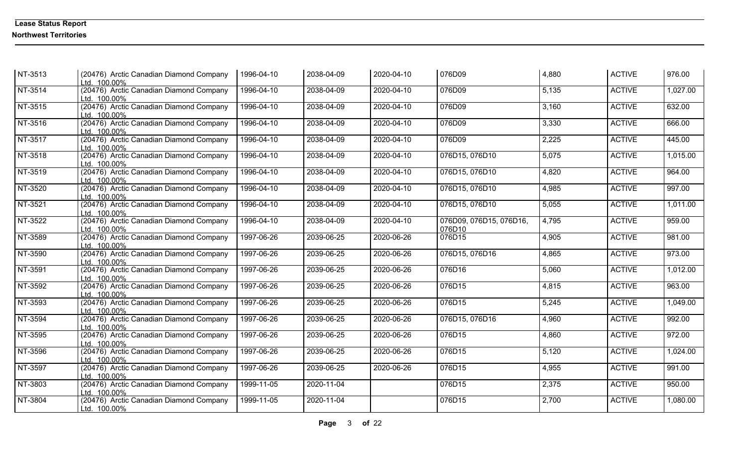**Lease Status Report**

**Northwest Territories**

| | | | | | | | | |
|---|---|---|---|---|---|---|---|---|
| NT-3513 | (20476) Arctic Canadian Diamond Company Ltd. 100.00% | 1996-04-10 | 2038-04-09 | 2020-04-10 | 076D09 | 4,880 | ACTIVE | 976.00 |
| NT-3514 | (20476) Arctic Canadian Diamond Company Ltd. 100.00% | 1996-04-10 | 2038-04-09 | 2020-04-10 | 076D09 | 5,135 | ACTIVE | 1,027.00 |
| NT-3515 | (20476) Arctic Canadian Diamond Company Ltd. 100.00% | 1996-04-10 | 2038-04-09 | 2020-04-10 | 076D09 | 3,160 | ACTIVE | 632.00 |
| NT-3516 | (20476) Arctic Canadian Diamond Company Ltd. 100.00% | 1996-04-10 | 2038-04-09 | 2020-04-10 | 076D09 | 3,330 | ACTIVE | 666.00 |
| NT-3517 | (20476) Arctic Canadian Diamond Company Ltd. 100.00% | 1996-04-10 | 2038-04-09 | 2020-04-10 | 076D09 | 2,225 | ACTIVE | 445.00 |
| NT-3518 | (20476) Arctic Canadian Diamond Company Ltd. 100.00% | 1996-04-10 | 2038-04-09 | 2020-04-10 | 076D15, 076D10 | 5,075 | ACTIVE | 1,015.00 |
| NT-3519 | (20476) Arctic Canadian Diamond Company Ltd. 100.00% | 1996-04-10 | 2038-04-09 | 2020-04-10 | 076D15, 076D10 | 4,820 | ACTIVE | 964.00 |
| NT-3520 | (20476) Arctic Canadian Diamond Company Ltd. 100.00% | 1996-04-10 | 2038-04-09 | 2020-04-10 | 076D15, 076D10 | 4,985 | ACTIVE | 997.00 |
| NT-3521 | (20476) Arctic Canadian Diamond Company Ltd. 100.00% | 1996-04-10 | 2038-04-09 | 2020-04-10 | 076D15, 076D10 | 5,055 | ACTIVE | 1,011.00 |
| NT-3522 | (20476) Arctic Canadian Diamond Company Ltd. 100.00% | 1996-04-10 | 2038-04-09 | 2020-04-10 | 076D09, 076D15, 076D16, 076D10 | 4,795 | ACTIVE | 959.00 |
| NT-3589 | (20476) Arctic Canadian Diamond Company Ltd. 100.00% | 1997-06-26 | 2039-06-25 | 2020-06-26 | 076D15 | 4,905 | ACTIVE | 981.00 |
| NT-3590 | (20476) Arctic Canadian Diamond Company Ltd. 100.00% | 1997-06-26 | 2039-06-25 | 2020-06-26 | 076D15, 076D16 | 4,865 | ACTIVE | 973.00 |
| NT-3591 | (20476) Arctic Canadian Diamond Company Ltd. 100.00% | 1997-06-26 | 2039-06-25 | 2020-06-26 | 076D16 | 5,060 | ACTIVE | 1,012.00 |
| NT-3592 | (20476) Arctic Canadian Diamond Company Ltd. 100.00% | 1997-06-26 | 2039-06-25 | 2020-06-26 | 076D15 | 4,815 | ACTIVE | 963.00 |
| NT-3593 | (20476) Arctic Canadian Diamond Company Ltd. 100.00% | 1997-06-26 | 2039-06-25 | 2020-06-26 | 076D15 | 5,245 | ACTIVE | 1,049.00 |
| NT-3594 | (20476) Arctic Canadian Diamond Company Ltd. 100.00% | 1997-06-26 | 2039-06-25 | 2020-06-26 | 076D15, 076D16 | 4,960 | ACTIVE | 992.00 |
| NT-3595 | (20476) Arctic Canadian Diamond Company Ltd. 100.00% | 1997-06-26 | 2039-06-25 | 2020-06-26 | 076D15 | 4,860 | ACTIVE | 972.00 |
| NT-3596 | (20476) Arctic Canadian Diamond Company Ltd. 100.00% | 1997-06-26 | 2039-06-25 | 2020-06-26 | 076D15 | 5,120 | ACTIVE | 1,024.00 |
| NT-3597 | (20476) Arctic Canadian Diamond Company Ltd. 100.00% | 1997-06-26 | 2039-06-25 | 2020-06-26 | 076D15 | 4,955 | ACTIVE | 991.00 |
| NT-3803 | (20476) Arctic Canadian Diamond Company Ltd. 100.00% | 1999-11-05 | 2020-11-04 | | 076D15 | 2,375 | ACTIVE | 950.00 |
| NT-3804 | (20476) Arctic Canadian Diamond Company Ltd. 100.00% | 1999-11-05 | 2020-11-04 | | 076D15 | 2,700 | ACTIVE | 1,080.00 |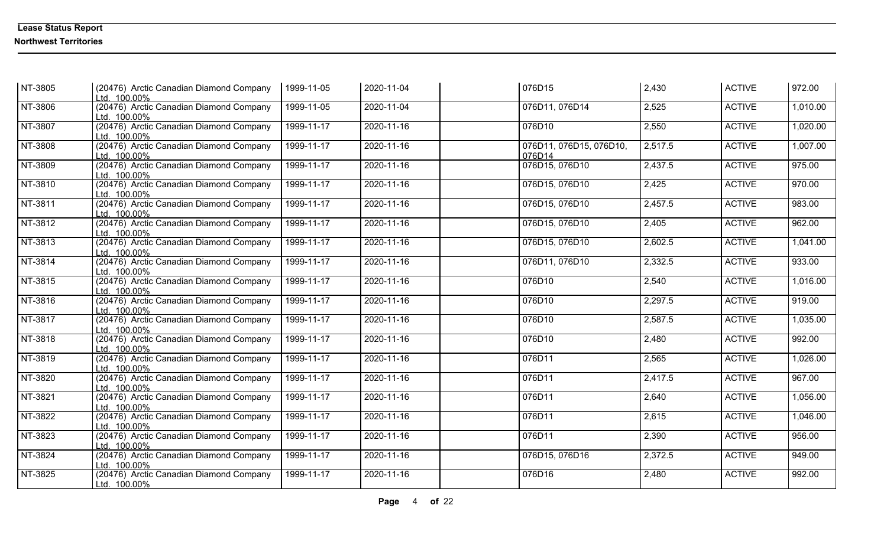| | | | | | | | | |
|---|---|---|---|---|---|---|---|---|
| NT-3805 | (20476) Arctic Canadian Diamond Company Ltd. 100.00% | 1999-11-05 | 2020-11-04 | | 076D15 | 2,430 | ACTIVE | 972.00 |
| NT-3806 | (20476) Arctic Canadian Diamond Company Ltd. 100.00% | 1999-11-05 | 2020-11-04 | | 076D11, 076D14 | 2,525 | ACTIVE | 1,010.00 |
| NT-3807 | (20476) Arctic Canadian Diamond Company Ltd. 100.00% | 1999-11-17 | 2020-11-16 | | 076D10 | 2,550 | ACTIVE | 1,020.00 |
| NT-3808 | (20476) Arctic Canadian Diamond Company Ltd. 100.00% | 1999-11-17 | 2020-11-16 | | 076D11, 076D15, 076D10, 076D14 | 2,517.5 | ACTIVE | 1,007.00 |
| NT-3809 | (20476) Arctic Canadian Diamond Company Ltd. 100.00% | 1999-11-17 | 2020-11-16 | | 076D15, 076D10 | 2,437.5 | ACTIVE | 975.00 |
| NT-3810 | (20476) Arctic Canadian Diamond Company Ltd. 100.00% | 1999-11-17 | 2020-11-16 | | 076D15, 076D10 | 2,425 | ACTIVE | 970.00 |
| NT-3811 | (20476) Arctic Canadian Diamond Company Ltd. 100.00% | 1999-11-17 | 2020-11-16 | | 076D15, 076D10 | 2,457.5 | ACTIVE | 983.00 |
| NT-3812 | (20476) Arctic Canadian Diamond Company Ltd. 100.00% | 1999-11-17 | 2020-11-16 | | 076D15, 076D10 | 2,405 | ACTIVE | 962.00 |
| NT-3813 | (20476) Arctic Canadian Diamond Company Ltd. 100.00% | 1999-11-17 | 2020-11-16 | | 076D15, 076D10 | 2,602.5 | ACTIVE | 1,041.00 |
| NT-3814 | (20476) Arctic Canadian Diamond Company Ltd. 100.00% | 1999-11-17 | 2020-11-16 | | 076D11, 076D10 | 2,332.5 | ACTIVE | 933.00 |
| NT-3815 | (20476) Arctic Canadian Diamond Company Ltd. 100.00% | 1999-11-17 | 2020-11-16 | | 076D10 | 2,540 | ACTIVE | 1,016.00 |
| NT-3816 | (20476) Arctic Canadian Diamond Company Ltd. 100.00% | 1999-11-17 | 2020-11-16 | | 076D10 | 2,297.5 | ACTIVE | 919.00 |
| NT-3817 | (20476) Arctic Canadian Diamond Company Ltd. 100.00% | 1999-11-17 | 2020-11-16 | | 076D10 | 2,587.5 | ACTIVE | 1,035.00 |
| NT-3818 | (20476) Arctic Canadian Diamond Company Ltd. 100.00% | 1999-11-17 | 2020-11-16 | | 076D10 | 2,480 | ACTIVE | 992.00 |
| NT-3819 | (20476) Arctic Canadian Diamond Company Ltd. 100.00% | 1999-11-17 | 2020-11-16 | | 076D11 | 2,565 | ACTIVE | 1,026.00 |
| NT-3820 | (20476) Arctic Canadian Diamond Company Ltd. 100.00% | 1999-11-17 | 2020-11-16 | | 076D11 | 2,417.5 | ACTIVE | 967.00 |
| NT-3821 | (20476) Arctic Canadian Diamond Company Ltd. 100.00% | 1999-11-17 | 2020-11-16 | | 076D11 | 2,640 | ACTIVE | 1,056.00 |
| NT-3822 | (20476) Arctic Canadian Diamond Company Ltd. 100.00% | 1999-11-17 | 2020-11-16 | | 076D11 | 2,615 | ACTIVE | 1,046.00 |
| NT-3823 | (20476) Arctic Canadian Diamond Company Ltd. 100.00% | 1999-11-17 | 2020-11-16 | | 076D11 | 2,390 | ACTIVE | 956.00 |
| NT-3824 | (20476) Arctic Canadian Diamond Company Ltd. 100.00% | 1999-11-17 | 2020-11-16 | | 076D15, 076D16 | 2,372.5 | ACTIVE | 949.00 |
| NT-3825 | (20476) Arctic Canadian Diamond Company Ltd. 100.00% | 1999-11-17 | 2020-11-16 | | 076D16 | 2,480 | ACTIVE | 992.00 |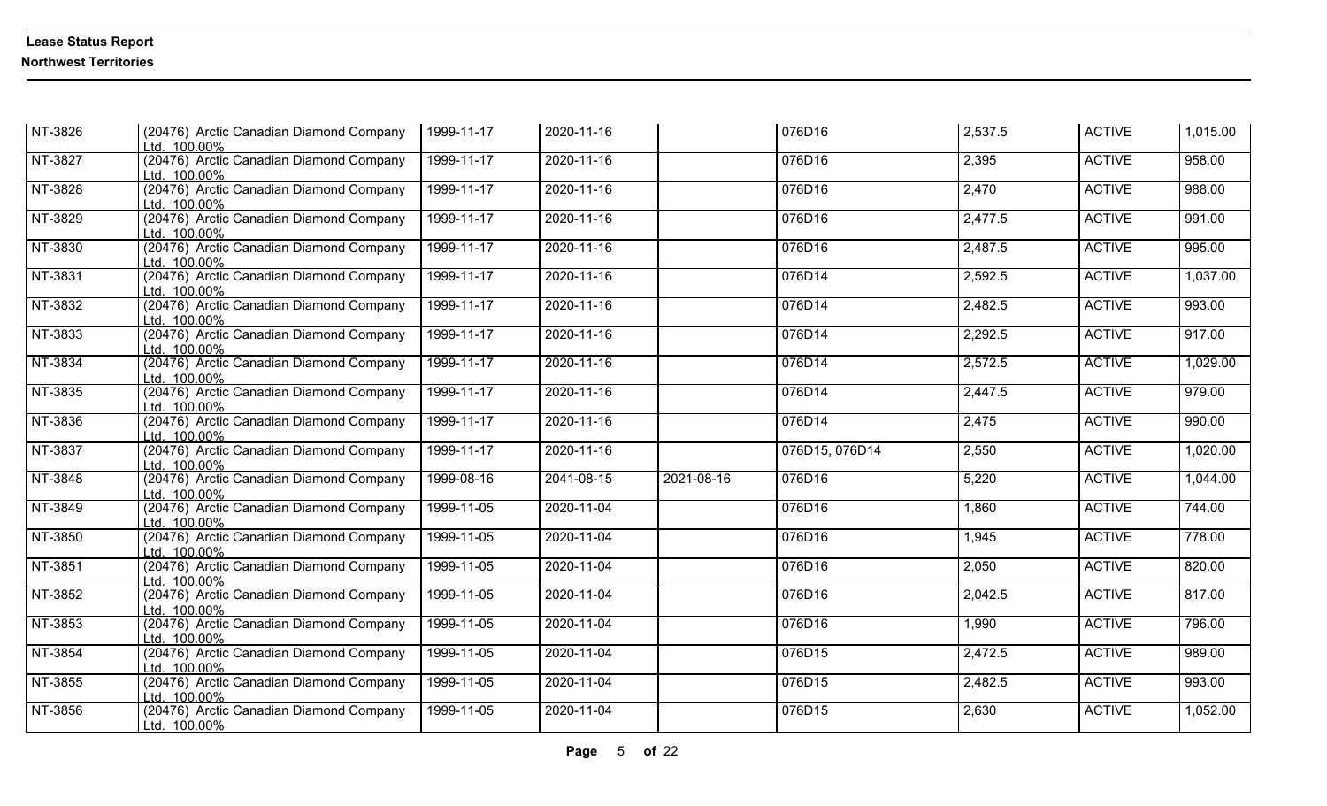**Lease Status Report**

**Northwest Territories**

| | | | | | | | | |
|---|---|---|---|---|---|---|---|---|
| NT-3826 | (20476) Arctic Canadian Diamond Company Ltd. 100.00% | 1999-11-17 | 2020-11-16 | | 076D16 | 2,537.5 | ACTIVE | 1,015.00 |
| NT-3827 | (20476) Arctic Canadian Diamond Company Ltd. 100.00% | 1999-11-17 | 2020-11-16 | | 076D16 | 2,395 | ACTIVE | 958.00 |
| NT-3828 | (20476) Arctic Canadian Diamond Company Ltd. 100.00% | 1999-11-17 | 2020-11-16 | | 076D16 | 2,470 | ACTIVE | 988.00 |
| NT-3829 | (20476) Arctic Canadian Diamond Company Ltd. 100.00% | 1999-11-17 | 2020-11-16 | | 076D16 | 2,477.5 | ACTIVE | 991.00 |
| NT-3830 | (20476) Arctic Canadian Diamond Company Ltd. 100.00% | 1999-11-17 | 2020-11-16 | | 076D16 | 2,487.5 | ACTIVE | 995.00 |
| NT-3831 | (20476) Arctic Canadian Diamond Company Ltd. 100.00% | 1999-11-17 | 2020-11-16 | | 076D14 | 2,592.5 | ACTIVE | 1,037.00 |
| NT-3832 | (20476) Arctic Canadian Diamond Company Ltd. 100.00% | 1999-11-17 | 2020-11-16 | | 076D14 | 2,482.5 | ACTIVE | 993.00 |
| NT-3833 | (20476) Arctic Canadian Diamond Company Ltd. 100.00% | 1999-11-17 | 2020-11-16 | | 076D14 | 2,292.5 | ACTIVE | 917.00 |
| NT-3834 | (20476) Arctic Canadian Diamond Company Ltd. 100.00% | 1999-11-17 | 2020-11-16 | | 076D14 | 2,572.5 | ACTIVE | 1,029.00 |
| NT-3835 | (20476) Arctic Canadian Diamond Company Ltd. 100.00% | 1999-11-17 | 2020-11-16 | | 076D14 | 2,447.5 | ACTIVE | 979.00 |
| NT-3836 | (20476) Arctic Canadian Diamond Company Ltd. 100.00% | 1999-11-17 | 2020-11-16 | | 076D14 | 2,475 | ACTIVE | 990.00 |
| NT-3837 | (20476) Arctic Canadian Diamond Company Ltd. 100.00% | 1999-11-17 | 2020-11-16 | | 076D15, 076D14 | 2,550 | ACTIVE | 1,020.00 |
| NT-3848 | (20476) Arctic Canadian Diamond Company Ltd. 100.00% | 1999-08-16 | 2041-08-15 | 2021-08-16 | 076D16 | 5,220 | ACTIVE | 1,044.00 |
| NT-3849 | (20476) Arctic Canadian Diamond Company Ltd. 100.00% | 1999-11-05 | 2020-11-04 | | 076D16 | 1,860 | ACTIVE | 744.00 |
| NT-3850 | (20476) Arctic Canadian Diamond Company Ltd. 100.00% | 1999-11-05 | 2020-11-04 | | 076D16 | 1,945 | ACTIVE | 778.00 |
| NT-3851 | (20476) Arctic Canadian Diamond Company Ltd. 100.00% | 1999-11-05 | 2020-11-04 | | 076D16 | 2,050 | ACTIVE | 820.00 |
| NT-3852 | (20476) Arctic Canadian Diamond Company Ltd. 100.00% | 1999-11-05 | 2020-11-04 | | 076D16 | 2,042.5 | ACTIVE | 817.00 |
| NT-3853 | (20476) Arctic Canadian Diamond Company Ltd. 100.00% | 1999-11-05 | 2020-11-04 | | 076D16 | 1,990 | ACTIVE | 796.00 |
| NT-3854 | (20476) Arctic Canadian Diamond Company Ltd. 100.00% | 1999-11-05 | 2020-11-04 | | 076D15 | 2,472.5 | ACTIVE | 989.00 |
| NT-3855 | (20476) Arctic Canadian Diamond Company Ltd. 100.00% | 1999-11-05 | 2020-11-04 | | 076D15 | 2,482.5 | ACTIVE | 993.00 |
| NT-3856 | (20476) Arctic Canadian Diamond Company Ltd. 100.00% | 1999-11-05 | 2020-11-04 | | 076D15 | 2,630 | ACTIVE | 1,052.00 |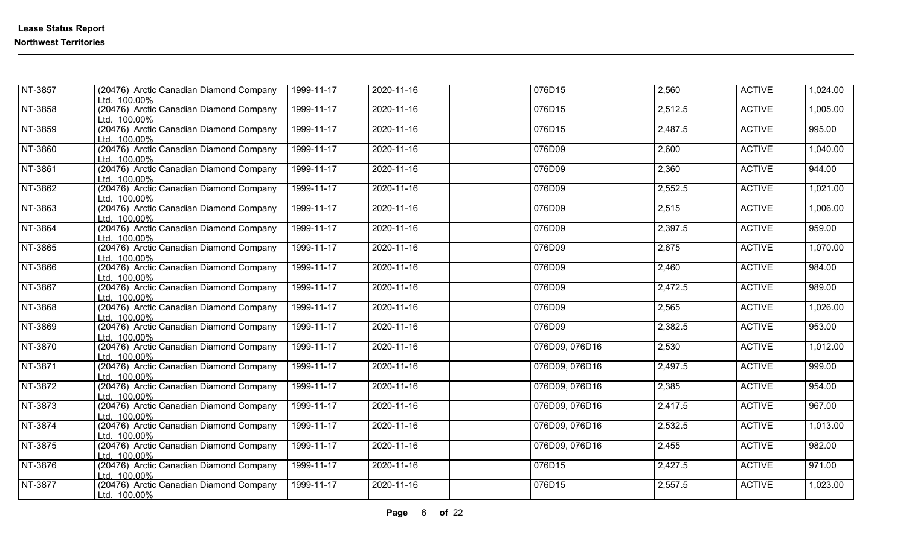**Lease Status Report**

**Northwest Territories**

| | | | | | | | | |
|---|---|---|---|---|---|---|---|---|
| NT-3857 | (20476) Arctic Canadian Diamond Company Ltd. 100.00% | 1999-11-17 | 2020-11-16 | | 076D15 | 2,560 | ACTIVE | 1,024.00 |
| NT-3858 | (20476) Arctic Canadian Diamond Company Ltd. 100.00% | 1999-11-17 | 2020-11-16 | | 076D15 | 2,512.5 | ACTIVE | 1,005.00 |
| NT-3859 | (20476) Arctic Canadian Diamond Company Ltd. 100.00% | 1999-11-17 | 2020-11-16 | | 076D15 | 2,487.5 | ACTIVE | 995.00 |
| NT-3860 | (20476) Arctic Canadian Diamond Company Ltd. 100.00% | 1999-11-17 | 2020-11-16 | | 076D09 | 2,600 | ACTIVE | 1,040.00 |
| NT-3861 | (20476) Arctic Canadian Diamond Company Ltd. 100.00% | 1999-11-17 | 2020-11-16 | | 076D09 | 2,360 | ACTIVE | 944.00 |
| NT-3862 | (20476) Arctic Canadian Diamond Company Ltd. 100.00% | 1999-11-17 | 2020-11-16 | | 076D09 | 2,552.5 | ACTIVE | 1,021.00 |
| NT-3863 | (20476) Arctic Canadian Diamond Company Ltd. 100.00% | 1999-11-17 | 2020-11-16 | | 076D09 | 2,515 | ACTIVE | 1,006.00 |
| NT-3864 | (20476) Arctic Canadian Diamond Company Ltd. 100.00% | 1999-11-17 | 2020-11-16 | | 076D09 | 2,397.5 | ACTIVE | 959.00 |
| NT-3865 | (20476) Arctic Canadian Diamond Company Ltd. 100.00% | 1999-11-17 | 2020-11-16 | | 076D09 | 2,675 | ACTIVE | 1,070.00 |
| NT-3866 | (20476) Arctic Canadian Diamond Company Ltd. 100.00% | 1999-11-17 | 2020-11-16 | | 076D09 | 2,460 | ACTIVE | 984.00 |
| NT-3867 | (20476) Arctic Canadian Diamond Company Ltd. 100.00% | 1999-11-17 | 2020-11-16 | | 076D09 | 2,472.5 | ACTIVE | 989.00 |
| NT-3868 | (20476) Arctic Canadian Diamond Company Ltd. 100.00% | 1999-11-17 | 2020-11-16 | | 076D09 | 2,565 | ACTIVE | 1,026.00 |
| NT-3869 | (20476) Arctic Canadian Diamond Company Ltd. 100.00% | 1999-11-17 | 2020-11-16 | | 076D09 | 2,382.5 | ACTIVE | 953.00 |
| NT-3870 | (20476) Arctic Canadian Diamond Company Ltd. 100.00% | 1999-11-17 | 2020-11-16 | | 076D09, 076D16 | 2,530 | ACTIVE | 1,012.00 |
| NT-3871 | (20476) Arctic Canadian Diamond Company Ltd. 100.00% | 1999-11-17 | 2020-11-16 | | 076D09, 076D16 | 2,497.5 | ACTIVE | 999.00 |
| NT-3872 | (20476) Arctic Canadian Diamond Company Ltd. 100.00% | 1999-11-17 | 2020-11-16 | | 076D09, 076D16 | 2,385 | ACTIVE | 954.00 |
| NT-3873 | (20476) Arctic Canadian Diamond Company Ltd. 100.00% | 1999-11-17 | 2020-11-16 | | 076D09, 076D16 | 2,417.5 | ACTIVE | 967.00 |
| NT-3874 | (20476) Arctic Canadian Diamond Company Ltd. 100.00% | 1999-11-17 | 2020-11-16 | | 076D09, 076D16 | 2,532.5 | ACTIVE | 1,013.00 |
| NT-3875 | (20476) Arctic Canadian Diamond Company Ltd. 100.00% | 1999-11-17 | 2020-11-16 | | 076D09, 076D16 | 2,455 | ACTIVE | 982.00 |
| NT-3876 | (20476) Arctic Canadian Diamond Company Ltd. 100.00% | 1999-11-17 | 2020-11-16 | | 076D15 | 2,427.5 | ACTIVE | 971.00 |
| NT-3877 | (20476) Arctic Canadian Diamond Company Ltd. 100.00% | 1999-11-17 | 2020-11-16 | | 076D15 | 2,557.5 | ACTIVE | 1,023.00 |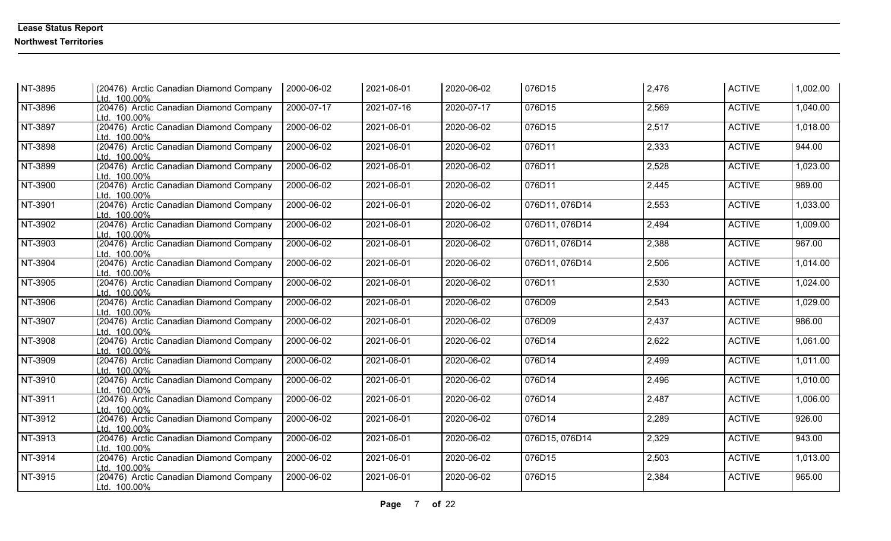**Lease Status Report**

**Northwest Territories**

| | | | | | | | | |
|---|---|---|---|---|---|---|---|---|
| NT-3895 | (20476) Arctic Canadian Diamond Company Ltd. 100.00% | 2000-06-02 | 2021-06-01 | 2020-06-02 | 076D15 | 2,476 | ACTIVE | 1,002.00 |
| NT-3896 | (20476) Arctic Canadian Diamond Company Ltd. 100.00% | 2000-07-17 | 2021-07-16 | 2020-07-17 | 076D15 | 2,569 | ACTIVE | 1,040.00 |
| NT-3897 | (20476) Arctic Canadian Diamond Company Ltd. 100.00% | 2000-06-02 | 2021-06-01 | 2020-06-02 | 076D15 | 2,517 | ACTIVE | 1,018.00 |
| NT-3898 | (20476) Arctic Canadian Diamond Company Ltd. 100.00% | 2000-06-02 | 2021-06-01 | 2020-06-02 | 076D11 | 2,333 | ACTIVE | 944.00 |
| NT-3899 | (20476) Arctic Canadian Diamond Company Ltd. 100.00% | 2000-06-02 | 2021-06-01 | 2020-06-02 | 076D11 | 2,528 | ACTIVE | 1,023.00 |
| NT-3900 | (20476) Arctic Canadian Diamond Company Ltd. 100.00% | 2000-06-02 | 2021-06-01 | 2020-06-02 | 076D11 | 2,445 | ACTIVE | 989.00 |
| NT-3901 | (20476) Arctic Canadian Diamond Company Ltd. 100.00% | 2000-06-02 | 2021-06-01 | 2020-06-02 | 076D11, 076D14 | 2,553 | ACTIVE | 1,033.00 |
| NT-3902 | (20476) Arctic Canadian Diamond Company Ltd. 100.00% | 2000-06-02 | 2021-06-01 | 2020-06-02 | 076D11, 076D14 | 2,494 | ACTIVE | 1,009.00 |
| NT-3903 | (20476) Arctic Canadian Diamond Company Ltd. 100.00% | 2000-06-02 | 2021-06-01 | 2020-06-02 | 076D11, 076D14 | 2,388 | ACTIVE | 967.00 |
| NT-3904 | (20476) Arctic Canadian Diamond Company Ltd. 100.00% | 2000-06-02 | 2021-06-01 | 2020-06-02 | 076D11, 076D14 | 2,506 | ACTIVE | 1,014.00 |
| NT-3905 | (20476) Arctic Canadian Diamond Company Ltd. 100.00% | 2000-06-02 | 2021-06-01 | 2020-06-02 | 076D11 | 2,530 | ACTIVE | 1,024.00 |
| NT-3906 | (20476) Arctic Canadian Diamond Company Ltd. 100.00% | 2000-06-02 | 2021-06-01 | 2020-06-02 | 076D09 | 2,543 | ACTIVE | 1,029.00 |
| NT-3907 | (20476) Arctic Canadian Diamond Company Ltd. 100.00% | 2000-06-02 | 2021-06-01 | 2020-06-02 | 076D09 | 2,437 | ACTIVE | 986.00 |
| NT-3908 | (20476) Arctic Canadian Diamond Company Ltd. 100.00% | 2000-06-02 | 2021-06-01 | 2020-06-02 | 076D14 | 2,622 | ACTIVE | 1,061.00 |
| NT-3909 | (20476) Arctic Canadian Diamond Company Ltd. 100.00% | 2000-06-02 | 2021-06-01 | 2020-06-02 | 076D14 | 2,499 | ACTIVE | 1,011.00 |
| NT-3910 | (20476) Arctic Canadian Diamond Company Ltd. 100.00% | 2000-06-02 | 2021-06-01 | 2020-06-02 | 076D14 | 2,496 | ACTIVE | 1,010.00 |
| NT-3911 | (20476) Arctic Canadian Diamond Company Ltd. 100.00% | 2000-06-02 | 2021-06-01 | 2020-06-02 | 076D14 | 2,487 | ACTIVE | 1,006.00 |
| NT-3912 | (20476) Arctic Canadian Diamond Company Ltd. 100.00% | 2000-06-02 | 2021-06-01 | 2020-06-02 | 076D14 | 2,289 | ACTIVE | 926.00 |
| NT-3913 | (20476) Arctic Canadian Diamond Company Ltd. 100.00% | 2000-06-02 | 2021-06-01 | 2020-06-02 | 076D15, 076D14 | 2,329 | ACTIVE | 943.00 |
| NT-3914 | (20476) Arctic Canadian Diamond Company Ltd. 100.00% | 2000-06-02 | 2021-06-01 | 2020-06-02 | 076D15 | 2,503 | ACTIVE | 1,013.00 |
| NT-3915 | (20476) Arctic Canadian Diamond Company Ltd. 100.00% | 2000-06-02 | 2021-06-01 | 2020-06-02 | 076D15 | 2,384 | ACTIVE | 965.00 |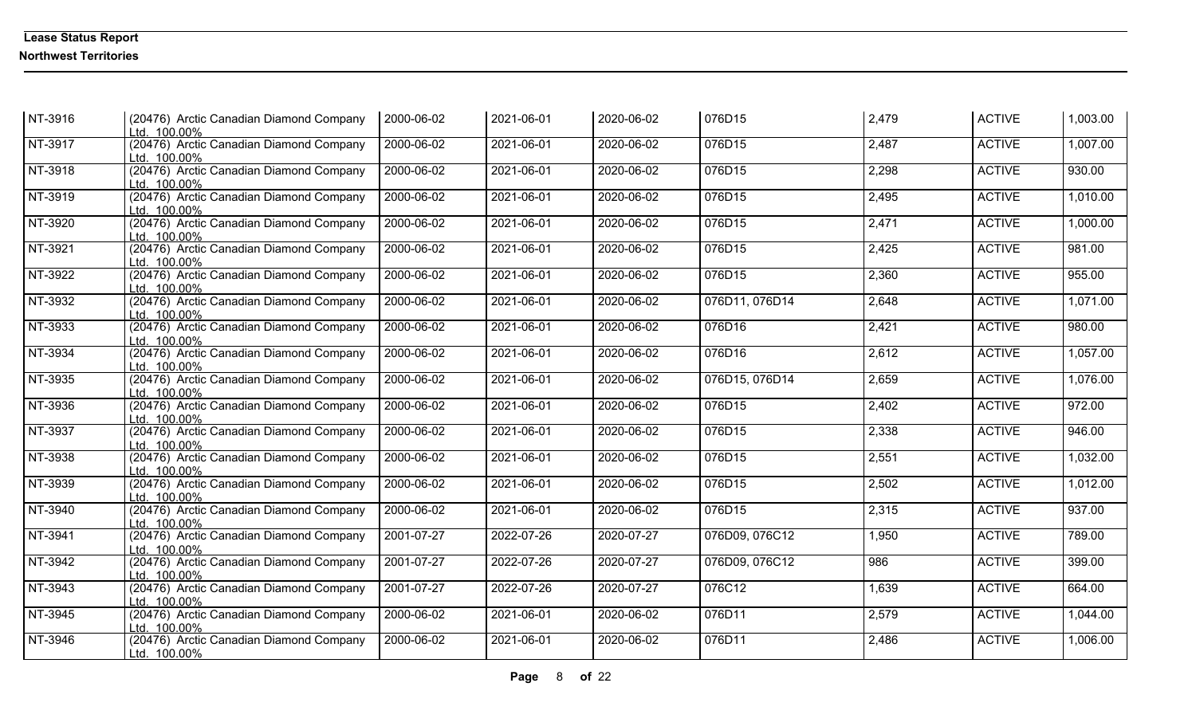| | | | | | | | | |
|---|---|---|---|---|---|---|---|---|
| NT-3916 | (20476) Arctic Canadian Diamond Company Ltd. 100.00% | 2000-06-02 | 2021-06-01 | 2020-06-02 | 076D15 | 2,479 | ACTIVE | 1,003.00 |
| NT-3917 | (20476) Arctic Canadian Diamond Company Ltd. 100.00% | 2000-06-02 | 2021-06-01 | 2020-06-02 | 076D15 | 2,487 | ACTIVE | 1,007.00 |
| NT-3918 | (20476) Arctic Canadian Diamond Company Ltd. 100.00% | 2000-06-02 | 2021-06-01 | 2020-06-02 | 076D15 | 2,298 | ACTIVE | 930.00 |
| NT-3919 | (20476) Arctic Canadian Diamond Company Ltd. 100.00% | 2000-06-02 | 2021-06-01 | 2020-06-02 | 076D15 | 2,495 | ACTIVE | 1,010.00 |
| NT-3920 | (20476) Arctic Canadian Diamond Company Ltd. 100.00% | 2000-06-02 | 2021-06-01 | 2020-06-02 | 076D15 | 2,471 | ACTIVE | 1,000.00 |
| NT-3921 | (20476) Arctic Canadian Diamond Company Ltd. 100.00% | 2000-06-02 | 2021-06-01 | 2020-06-02 | 076D15 | 2,425 | ACTIVE | 981.00 |
| NT-3922 | (20476) Arctic Canadian Diamond Company Ltd. 100.00% | 2000-06-02 | 2021-06-01 | 2020-06-02 | 076D15 | 2,360 | ACTIVE | 955.00 |
| NT-3932 | (20476) Arctic Canadian Diamond Company Ltd. 100.00% | 2000-06-02 | 2021-06-01 | 2020-06-02 | 076D11, 076D14 | 2,648 | ACTIVE | 1,071.00 |
| NT-3933 | (20476) Arctic Canadian Diamond Company Ltd. 100.00% | 2000-06-02 | 2021-06-01 | 2020-06-02 | 076D16 | 2,421 | ACTIVE | 980.00 |
| NT-3934 | (20476) Arctic Canadian Diamond Company Ltd. 100.00% | 2000-06-02 | 2021-06-01 | 2020-06-02 | 076D16 | 2,612 | ACTIVE | 1,057.00 |
| NT-3935 | (20476) Arctic Canadian Diamond Company Ltd. 100.00% | 2000-06-02 | 2021-06-01 | 2020-06-02 | 076D15, 076D14 | 2,659 | ACTIVE | 1,076.00 |
| NT-3936 | (20476) Arctic Canadian Diamond Company Ltd. 100.00% | 2000-06-02 | 2021-06-01 | 2020-06-02 | 076D15 | 2,402 | ACTIVE | 972.00 |
| NT-3937 | (20476) Arctic Canadian Diamond Company Ltd. 100.00% | 2000-06-02 | 2021-06-01 | 2020-06-02 | 076D15 | 2,338 | ACTIVE | 946.00 |
| NT-3938 | (20476) Arctic Canadian Diamond Company Ltd. 100.00% | 2000-06-02 | 2021-06-01 | 2020-06-02 | 076D15 | 2,551 | ACTIVE | 1,032.00 |
| NT-3939 | (20476) Arctic Canadian Diamond Company Ltd. 100.00% | 2000-06-02 | 2021-06-01 | 2020-06-02 | 076D15 | 2,502 | ACTIVE | 1,012.00 |
| NT-3940 | (20476) Arctic Canadian Diamond Company Ltd. 100.00% | 2000-06-02 | 2021-06-01 | 2020-06-02 | 076D15 | 2,315 | ACTIVE | 937.00 |
| NT-3941 | (20476) Arctic Canadian Diamond Company Ltd. 100.00% | 2001-07-27 | 2022-07-26 | 2020-07-27 | 076D09, 076C12 | 1,950 | ACTIVE | 789.00 |
| NT-3942 | (20476) Arctic Canadian Diamond Company Ltd. 100.00% | 2001-07-27 | 2022-07-26 | 2020-07-27 | 076D09, 076C12 | 986 | ACTIVE | 399.00 |
| NT-3943 | (20476) Arctic Canadian Diamond Company Ltd. 100.00% | 2001-07-27 | 2022-07-26 | 2020-07-27 | 076C12 | 1,639 | ACTIVE | 664.00 |
| NT-3945 | (20476) Arctic Canadian Diamond Company Ltd. 100.00% | 2000-06-02 | 2021-06-01 | 2020-06-02 | 076D11 | 2,579 | ACTIVE | 1,044.00 |
| NT-3946 | (20476) Arctic Canadian Diamond Company Ltd. 100.00% | 2000-06-02 | 2021-06-01 | 2020-06-02 | 076D11 | 2,486 | ACTIVE | 1,006.00 |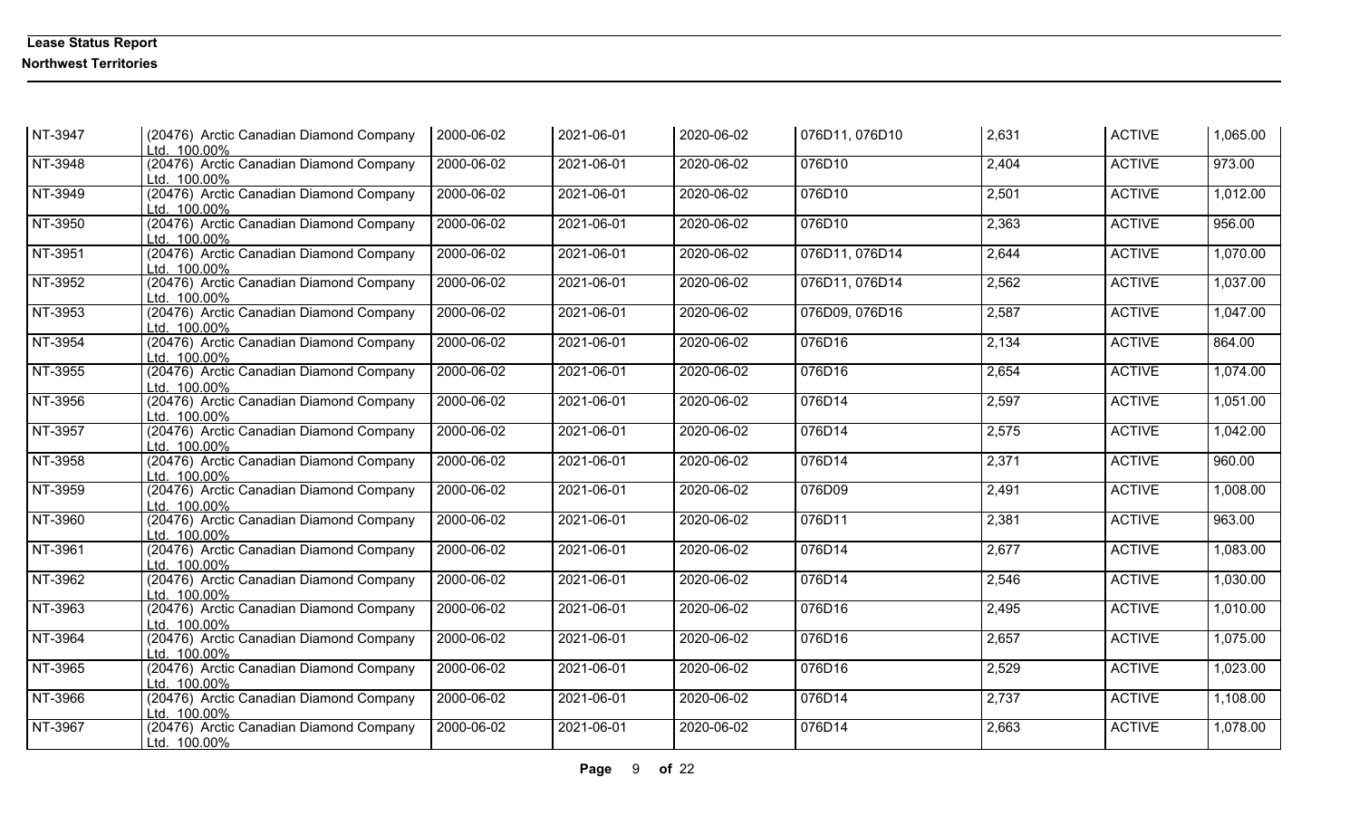**Lease Status Report**

**Northwest Territories**

| | | | | | | | | |
|---|---|---|---|---|---|---|---|---|
| NT-3947 | (20476) Arctic Canadian Diamond Company Ltd. 100.00% | 2000-06-02 | 2021-06-01 | 2020-06-02 | 076D11, 076D10 | 2,631 | ACTIVE | 1,065.00 |
| NT-3948 | (20476) Arctic Canadian Diamond Company Ltd. 100.00% | 2000-06-02 | 2021-06-01 | 2020-06-02 | 076D10 | 2,404 | ACTIVE | 973.00 |
| NT-3949 | (20476) Arctic Canadian Diamond Company Ltd. 100.00% | 2000-06-02 | 2021-06-01 | 2020-06-02 | 076D10 | 2,501 | ACTIVE | 1,012.00 |
| NT-3950 | (20476) Arctic Canadian Diamond Company Ltd. 100.00% | 2000-06-02 | 2021-06-01 | 2020-06-02 | 076D10 | 2,363 | ACTIVE | 956.00 |
| NT-3951 | (20476) Arctic Canadian Diamond Company Ltd. 100.00% | 2000-06-02 | 2021-06-01 | 2020-06-02 | 076D11, 076D14 | 2,644 | ACTIVE | 1,070.00 |
| NT-3952 | (20476) Arctic Canadian Diamond Company Ltd. 100.00% | 2000-06-02 | 2021-06-01 | 2020-06-02 | 076D11, 076D14 | 2,562 | ACTIVE | 1,037.00 |
| NT-3953 | (20476) Arctic Canadian Diamond Company Ltd. 100.00% | 2000-06-02 | 2021-06-01 | 2020-06-02 | 076D09, 076D16 | 2,587 | ACTIVE | 1,047.00 |
| NT-3954 | (20476) Arctic Canadian Diamond Company Ltd. 100.00% | 2000-06-02 | 2021-06-01 | 2020-06-02 | 076D16 | 2,134 | ACTIVE | 864.00 |
| NT-3955 | (20476) Arctic Canadian Diamond Company Ltd. 100.00% | 2000-06-02 | 2021-06-01 | 2020-06-02 | 076D16 | 2,654 | ACTIVE | 1,074.00 |
| NT-3956 | (20476) Arctic Canadian Diamond Company Ltd. 100.00% | 2000-06-02 | 2021-06-01 | 2020-06-02 | 076D14 | 2,597 | ACTIVE | 1,051.00 |
| NT-3957 | (20476) Arctic Canadian Diamond Company Ltd. 100.00% | 2000-06-02 | 2021-06-01 | 2020-06-02 | 076D14 | 2,575 | ACTIVE | 1,042.00 |
| NT-3958 | (20476) Arctic Canadian Diamond Company Ltd. 100.00% | 2000-06-02 | 2021-06-01 | 2020-06-02 | 076D14 | 2,371 | ACTIVE | 960.00 |
| NT-3959 | (20476) Arctic Canadian Diamond Company Ltd. 100.00% | 2000-06-02 | 2021-06-01 | 2020-06-02 | 076D09 | 2,491 | ACTIVE | 1,008.00 |
| NT-3960 | (20476) Arctic Canadian Diamond Company Ltd. 100.00% | 2000-06-02 | 2021-06-01 | 2020-06-02 | 076D11 | 2,381 | ACTIVE | 963.00 |
| NT-3961 | (20476) Arctic Canadian Diamond Company Ltd. 100.00% | 2000-06-02 | 2021-06-01 | 2020-06-02 | 076D14 | 2,677 | ACTIVE | 1,083.00 |
| NT-3962 | (20476) Arctic Canadian Diamond Company Ltd. 100.00% | 2000-06-02 | 2021-06-01 | 2020-06-02 | 076D14 | 2,546 | ACTIVE | 1,030.00 |
| NT-3963 | (20476) Arctic Canadian Diamond Company Ltd. 100.00% | 2000-06-02 | 2021-06-01 | 2020-06-02 | 076D16 | 2,495 | ACTIVE | 1,010.00 |
| NT-3964 | (20476) Arctic Canadian Diamond Company Ltd. 100.00% | 2000-06-02 | 2021-06-01 | 2020-06-02 | 076D16 | 2,657 | ACTIVE | 1,075.00 |
| NT-3965 | (20476) Arctic Canadian Diamond Company Ltd. 100.00% | 2000-06-02 | 2021-06-01 | 2020-06-02 | 076D16 | 2,529 | ACTIVE | 1,023.00 |
| NT-3966 | (20476) Arctic Canadian Diamond Company Ltd. 100.00% | 2000-06-02 | 2021-06-01 | 2020-06-02 | 076D14 | 2,737 | ACTIVE | 1,108.00 |
| NT-3967 | (20476) Arctic Canadian Diamond Company Ltd. 100.00% | 2000-06-02 | 2021-06-01 | 2020-06-02 | 076D14 | 2,663 | ACTIVE | 1,078.00 |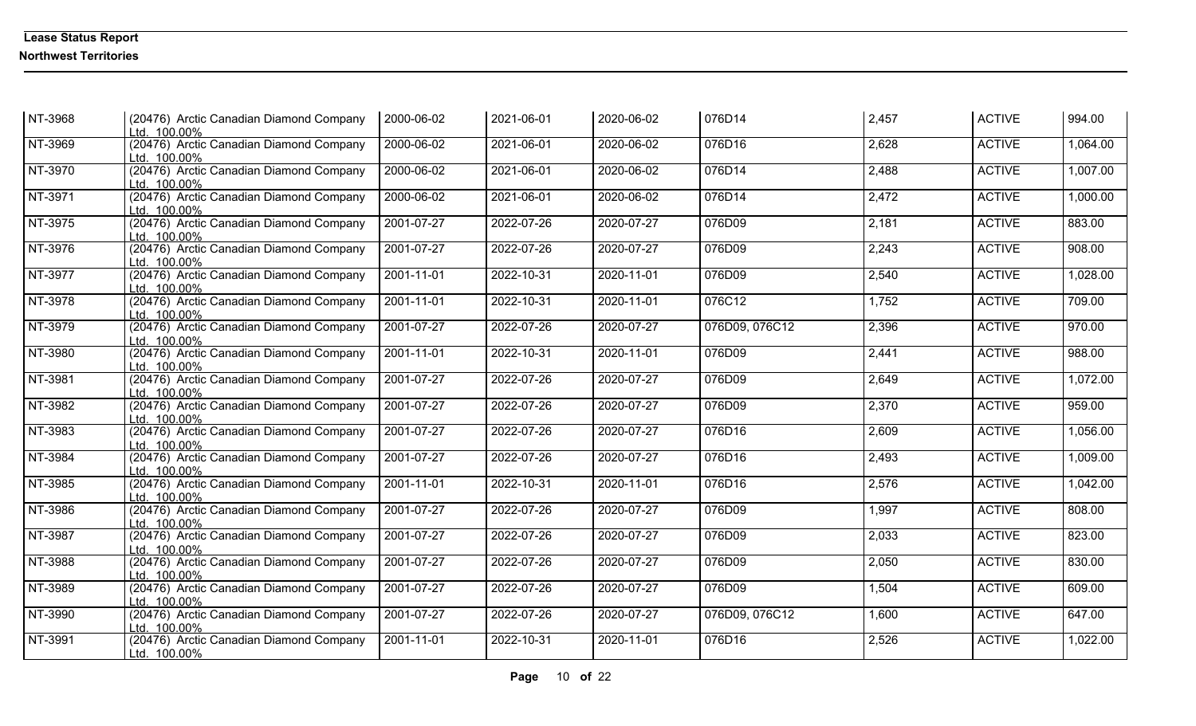| NT-3968 | (20476) Arctic Canadian Diamond Company Ltd. 100.00% | 2000-06-02 | 2021-06-01 | 2020-06-02 | 076D14 | 2,457 | ACTIVE | 994.00 |
|---|---|---|---|---|---|---|---|---|
| NT-3969 | (20476) Arctic Canadian Diamond Company Ltd. 100.00% | 2000-06-02 | 2021-06-01 | 2020-06-02 | 076D16 | 2,628 | ACTIVE | 1,064.00 |
| NT-3970 | (20476) Arctic Canadian Diamond Company Ltd. 100.00% | 2000-06-02 | 2021-06-01 | 2020-06-02 | 076D14 | 2,488 | ACTIVE | 1,007.00 |
| NT-3971 | (20476) Arctic Canadian Diamond Company Ltd. 100.00% | 2000-06-02 | 2021-06-01 | 2020-06-02 | 076D14 | 2,472 | ACTIVE | 1,000.00 |
| NT-3975 | (20476) Arctic Canadian Diamond Company Ltd. 100.00% | 2001-07-27 | 2022-07-26 | 2020-07-27 | 076D09 | 2,181 | ACTIVE | 883.00 |
| NT-3976 | (20476) Arctic Canadian Diamond Company Ltd. 100.00% | 2001-07-27 | 2022-07-26 | 2020-07-27 | 076D09 | 2,243 | ACTIVE | 908.00 |
| NT-3977 | (20476) Arctic Canadian Diamond Company Ltd. 100.00% | 2001-11-01 | 2022-10-31 | 2020-11-01 | 076D09 | 2,540 | ACTIVE | 1,028.00 |
| NT-3978 | (20476) Arctic Canadian Diamond Company Ltd. 100.00% | 2001-11-01 | 2022-10-31 | 2020-11-01 | 076C12 | 1,752 | ACTIVE | 709.00 |
| NT-3979 | (20476) Arctic Canadian Diamond Company Ltd. 100.00% | 2001-07-27 | 2022-07-26 | 2020-07-27 | 076D09, 076C12 | 2,396 | ACTIVE | 970.00 |
| NT-3980 | (20476) Arctic Canadian Diamond Company Ltd. 100.00% | 2001-11-01 | 2022-10-31 | 2020-11-01 | 076D09 | 2,441 | ACTIVE | 988.00 |
| NT-3981 | (20476) Arctic Canadian Diamond Company Ltd. 100.00% | 2001-07-27 | 2022-07-26 | 2020-07-27 | 076D09 | 2,649 | ACTIVE | 1,072.00 |
| NT-3982 | (20476) Arctic Canadian Diamond Company Ltd. 100.00% | 2001-07-27 | 2022-07-26 | 2020-07-27 | 076D09 | 2,370 | ACTIVE | 959.00 |
| NT-3983 | (20476) Arctic Canadian Diamond Company Ltd. 100.00% | 2001-07-27 | 2022-07-26 | 2020-07-27 | 076D16 | 2,609 | ACTIVE | 1,056.00 |
| NT-3984 | (20476) Arctic Canadian Diamond Company Ltd. 100.00% | 2001-07-27 | 2022-07-26 | 2020-07-27 | 076D16 | 2,493 | ACTIVE | 1,009.00 |
| NT-3985 | (20476) Arctic Canadian Diamond Company Ltd. 100.00% | 2001-11-01 | 2022-10-31 | 2020-11-01 | 076D16 | 2,576 | ACTIVE | 1,042.00 |
| NT-3986 | (20476) Arctic Canadian Diamond Company Ltd. 100.00% | 2001-07-27 | 2022-07-26 | 2020-07-27 | 076D09 | 1,997 | ACTIVE | 808.00 |
| NT-3987 | (20476) Arctic Canadian Diamond Company Ltd. 100.00% | 2001-07-27 | 2022-07-26 | 2020-07-27 | 076D09 | 2,033 | ACTIVE | 823.00 |
| NT-3988 | (20476) Arctic Canadian Diamond Company Ltd. 100.00% | 2001-07-27 | 2022-07-26 | 2020-07-27 | 076D09 | 2,050 | ACTIVE | 830.00 |
| NT-3989 | (20476) Arctic Canadian Diamond Company Ltd. 100.00% | 2001-07-27 | 2022-07-26 | 2020-07-27 | 076D09 | 1,504 | ACTIVE | 609.00 |
| NT-3990 | (20476) Arctic Canadian Diamond Company Ltd. 100.00% | 2001-07-27 | 2022-07-26 | 2020-07-27 | 076D09, 076C12 | 1,600 | ACTIVE | 647.00 |
| NT-3991 | (20476) Arctic Canadian Diamond Company Ltd. 100.00% | 2001-11-01 | 2022-10-31 | 2020-11-01 | 076D16 | 2,526 | ACTIVE | 1,022.00 |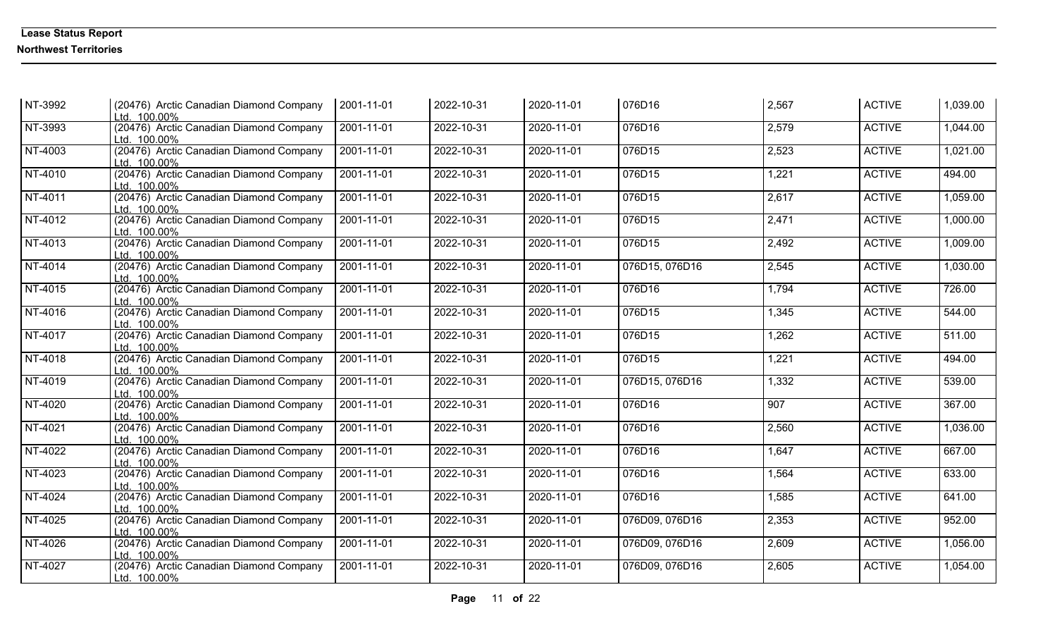**Lease Status Report**

**Northwest Territories**

| | | | | | | | | |
|---|---|---|---|---|---|---|---|---|
| NT-3992 | (20476) Arctic Canadian Diamond Company Ltd. 100.00% | 2001-11-01 | 2022-10-31 | 2020-11-01 | 076D16 | 2,567 | ACTIVE | 1,039.00 |
| NT-3993 | (20476) Arctic Canadian Diamond Company Ltd. 100.00% | 2001-11-01 | 2022-10-31 | 2020-11-01 | 076D16 | 2,579 | ACTIVE | 1,044.00 |
| NT-4003 | (20476) Arctic Canadian Diamond Company Ltd. 100.00% | 2001-11-01 | 2022-10-31 | 2020-11-01 | 076D15 | 2,523 | ACTIVE | 1,021.00 |
| NT-4010 | (20476) Arctic Canadian Diamond Company Ltd. 100.00% | 2001-11-01 | 2022-10-31 | 2020-11-01 | 076D15 | 1,221 | ACTIVE | 494.00 |
| NT-4011 | (20476) Arctic Canadian Diamond Company Ltd. 100.00% | 2001-11-01 | 2022-10-31 | 2020-11-01 | 076D15 | 2,617 | ACTIVE | 1,059.00 |
| NT-4012 | (20476) Arctic Canadian Diamond Company Ltd. 100.00% | 2001-11-01 | 2022-10-31 | 2020-11-01 | 076D15 | 2,471 | ACTIVE | 1,000.00 |
| NT-4013 | (20476) Arctic Canadian Diamond Company Ltd. 100.00% | 2001-11-01 | 2022-10-31 | 2020-11-01 | 076D15 | 2,492 | ACTIVE | 1,009.00 |
| NT-4014 | (20476) Arctic Canadian Diamond Company Ltd. 100.00% | 2001-11-01 | 2022-10-31 | 2020-11-01 | 076D15, 076D16 | 2,545 | ACTIVE | 1,030.00 |
| NT-4015 | (20476) Arctic Canadian Diamond Company Ltd. 100.00% | 2001-11-01 | 2022-10-31 | 2020-11-01 | 076D16 | 1,794 | ACTIVE | 726.00 |
| NT-4016 | (20476) Arctic Canadian Diamond Company Ltd. 100.00% | 2001-11-01 | 2022-10-31 | 2020-11-01 | 076D15 | 1,345 | ACTIVE | 544.00 |
| NT-4017 | (20476) Arctic Canadian Diamond Company Ltd. 100.00% | 2001-11-01 | 2022-10-31 | 2020-11-01 | 076D15 | 1,262 | ACTIVE | 511.00 |
| NT-4018 | (20476) Arctic Canadian Diamond Company Ltd. 100.00% | 2001-11-01 | 2022-10-31 | 2020-11-01 | 076D15 | 1,221 | ACTIVE | 494.00 |
| NT-4019 | (20476) Arctic Canadian Diamond Company Ltd. 100.00% | 2001-11-01 | 2022-10-31 | 2020-11-01 | 076D15, 076D16 | 1,332 | ACTIVE | 539.00 |
| NT-4020 | (20476) Arctic Canadian Diamond Company Ltd. 100.00% | 2001-11-01 | 2022-10-31 | 2020-11-01 | 076D16 | 907 | ACTIVE | 367.00 |
| NT-4021 | (20476) Arctic Canadian Diamond Company Ltd. 100.00% | 2001-11-01 | 2022-10-31 | 2020-11-01 | 076D16 | 2,560 | ACTIVE | 1,036.00 |
| NT-4022 | (20476) Arctic Canadian Diamond Company Ltd. 100.00% | 2001-11-01 | 2022-10-31 | 2020-11-01 | 076D16 | 1,647 | ACTIVE | 667.00 |
| NT-4023 | (20476) Arctic Canadian Diamond Company Ltd. 100.00% | 2001-11-01 | 2022-10-31 | 2020-11-01 | 076D16 | 1,564 | ACTIVE | 633.00 |
| NT-4024 | (20476) Arctic Canadian Diamond Company Ltd. 100.00% | 2001-11-01 | 2022-10-31 | 2020-11-01 | 076D16 | 1,585 | ACTIVE | 641.00 |
| NT-4025 | (20476) Arctic Canadian Diamond Company Ltd. 100.00% | 2001-11-01 | 2022-10-31 | 2020-11-01 | 076D09, 076D16 | 2,353 | ACTIVE | 952.00 |
| NT-4026 | (20476) Arctic Canadian Diamond Company Ltd. 100.00% | 2001-11-01 | 2022-10-31 | 2020-11-01 | 076D09, 076D16 | 2,609 | ACTIVE | 1,056.00 |
| NT-4027 | (20476) Arctic Canadian Diamond Company Ltd. 100.00% | 2001-11-01 | 2022-10-31 | 2020-11-01 | 076D09, 076D16 | 2,605 | ACTIVE | 1,054.00 |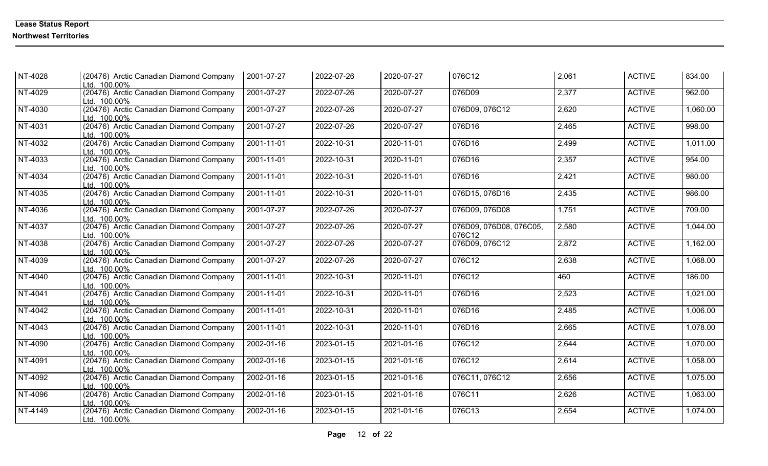**Lease Status Report**

**Northwest Territories**

| | | | | | | | | |
|---|---|---|---|---|---|---|---|---|
| NT-4028 | (20476) Arctic Canadian Diamond Company Ltd. 100.00% | 2001-07-27 | 2022-07-26 | 2020-07-27 | 076C12 | 2,061 | ACTIVE | 834.00 |
| NT-4029 | (20476) Arctic Canadian Diamond Company Ltd. 100.00% | 2001-07-27 | 2022-07-26 | 2020-07-27 | 076D09 | 2,377 | ACTIVE | 962.00 |
| NT-4030 | (20476) Arctic Canadian Diamond Company Ltd. 100.00% | 2001-07-27 | 2022-07-26 | 2020-07-27 | 076D09, 076C12 | 2,620 | ACTIVE | 1,060.00 |
| NT-4031 | (20476) Arctic Canadian Diamond Company Ltd. 100.00% | 2001-07-27 | 2022-07-26 | 2020-07-27 | 076D16 | 2,465 | ACTIVE | 998.00 |
| NT-4032 | (20476) Arctic Canadian Diamond Company Ltd. 100.00% | 2001-11-01 | 2022-10-31 | 2020-11-01 | 076D16 | 2,499 | ACTIVE | 1,011.00 |
| NT-4033 | (20476) Arctic Canadian Diamond Company Ltd. 100.00% | 2001-11-01 | 2022-10-31 | 2020-11-01 | 076D16 | 2,357 | ACTIVE | 954.00 |
| NT-4034 | (20476) Arctic Canadian Diamond Company Ltd. 100.00% | 2001-11-01 | 2022-10-31 | 2020-11-01 | 076D16 | 2,421 | ACTIVE | 980.00 |
| NT-4035 | (20476) Arctic Canadian Diamond Company Ltd. 100.00% | 2001-11-01 | 2022-10-31 | 2020-11-01 | 076D15, 076D16 | 2,435 | ACTIVE | 986.00 |
| NT-4036 | (20476) Arctic Canadian Diamond Company Ltd. 100.00% | 2001-07-27 | 2022-07-26 | 2020-07-27 | 076D09, 076D08 | 1,751 | ACTIVE | 709.00 |
| NT-4037 | (20476) Arctic Canadian Diamond Company Ltd. 100.00% | 2001-07-27 | 2022-07-26 | 2020-07-27 | 076D09, 076D08, 076C05, 076C12 | 2,580 | ACTIVE | 1,044.00 |
| NT-4038 | (20476) Arctic Canadian Diamond Company Ltd. 100.00% | 2001-07-27 | 2022-07-26 | 2020-07-27 | 076D09, 076C12 | 2,872 | ACTIVE | 1,162.00 |
| NT-4039 | (20476) Arctic Canadian Diamond Company Ltd. 100.00% | 2001-07-27 | 2022-07-26 | 2020-07-27 | 076C12 | 2,638 | ACTIVE | 1,068.00 |
| NT-4040 | (20476) Arctic Canadian Diamond Company Ltd. 100.00% | 2001-11-01 | 2022-10-31 | 2020-11-01 | 076C12 | 460 | ACTIVE | 186.00 |
| NT-4041 | (20476) Arctic Canadian Diamond Company Ltd. 100.00% | 2001-11-01 | 2022-10-31 | 2020-11-01 | 076D16 | 2,523 | ACTIVE | 1,021.00 |
| NT-4042 | (20476) Arctic Canadian Diamond Company Ltd. 100.00% | 2001-11-01 | 2022-10-31 | 2020-11-01 | 076D16 | 2,485 | ACTIVE | 1,006.00 |
| NT-4043 | (20476) Arctic Canadian Diamond Company Ltd. 100.00% | 2001-11-01 | 2022-10-31 | 2020-11-01 | 076D16 | 2,665 | ACTIVE | 1,078.00 |
| NT-4090 | (20476) Arctic Canadian Diamond Company Ltd. 100.00% | 2002-01-16 | 2023-01-15 | 2021-01-16 | 076C12 | 2,644 | ACTIVE | 1,070.00 |
| NT-4091 | (20476) Arctic Canadian Diamond Company Ltd. 100.00% | 2002-01-16 | 2023-01-15 | 2021-01-16 | 076C12 | 2,614 | ACTIVE | 1,058.00 |
| NT-4092 | (20476) Arctic Canadian Diamond Company Ltd. 100.00% | 2002-01-16 | 2023-01-15 | 2021-01-16 | 076C11, 076C12 | 2,656 | ACTIVE | 1,075.00 |
| NT-4096 | (20476) Arctic Canadian Diamond Company Ltd. 100.00% | 2002-01-16 | 2023-01-15 | 2021-01-16 | 076C11 | 2,626 | ACTIVE | 1,063.00 |
| NT-4149 | (20476) Arctic Canadian Diamond Company Ltd. 100.00% | 2002-01-16 | 2023-01-15 | 2021-01-16 | 076C13 | 2,654 | ACTIVE | 1,074.00 |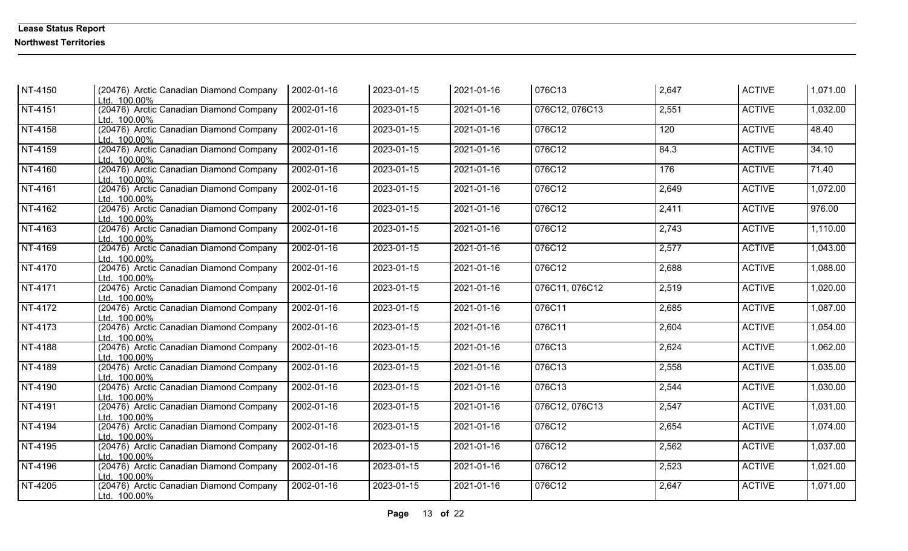**Lease Status Report**

**Northwest Territories**

| | | | | | | | | |
|---|---|---|---|---|---|---|---|---|
| NT-4150 | (20476) Arctic Canadian Diamond Company Ltd. 100.00% | 2002-01-16 | 2023-01-15 | 2021-01-16 | 076C13 | 2,647 | ACTIVE | 1,071.00 |
| NT-4151 | (20476) Arctic Canadian Diamond Company Ltd. 100.00% | 2002-01-16 | 2023-01-15 | 2021-01-16 | 076C12, 076C13 | 2,551 | ACTIVE | 1,032.00 |
| NT-4158 | (20476) Arctic Canadian Diamond Company Ltd. 100.00% | 2002-01-16 | 2023-01-15 | 2021-01-16 | 076C12 | 120 | ACTIVE | 48.40 |
| NT-4159 | (20476) Arctic Canadian Diamond Company Ltd. 100.00% | 2002-01-16 | 2023-01-15 | 2021-01-16 | 076C12 | 84.3 | ACTIVE | 34.10 |
| NT-4160 | (20476) Arctic Canadian Diamond Company Ltd. 100.00% | 2002-01-16 | 2023-01-15 | 2021-01-16 | 076C12 | 176 | ACTIVE | 71.40 |
| NT-4161 | (20476) Arctic Canadian Diamond Company Ltd. 100.00% | 2002-01-16 | 2023-01-15 | 2021-01-16 | 076C12 | 2,649 | ACTIVE | 1,072.00 |
| NT-4162 | (20476) Arctic Canadian Diamond Company Ltd. 100.00% | 2002-01-16 | 2023-01-15 | 2021-01-16 | 076C12 | 2,411 | ACTIVE | 976.00 |
| NT-4163 | (20476) Arctic Canadian Diamond Company Ltd. 100.00% | 2002-01-16 | 2023-01-15 | 2021-01-16 | 076C12 | 2,743 | ACTIVE | 1,110.00 |
| NT-4169 | (20476) Arctic Canadian Diamond Company Ltd. 100.00% | 2002-01-16 | 2023-01-15 | 2021-01-16 | 076C12 | 2,577 | ACTIVE | 1,043.00 |
| NT-4170 | (20476) Arctic Canadian Diamond Company Ltd. 100.00% | 2002-01-16 | 2023-01-15 | 2021-01-16 | 076C12 | 2,688 | ACTIVE | 1,088.00 |
| NT-4171 | (20476) Arctic Canadian Diamond Company Ltd. 100.00% | 2002-01-16 | 2023-01-15 | 2021-01-16 | 076C11, 076C12 | 2,519 | ACTIVE | 1,020.00 |
| NT-4172 | (20476) Arctic Canadian Diamond Company Ltd. 100.00% | 2002-01-16 | 2023-01-15 | 2021-01-16 | 076C11 | 2,685 | ACTIVE | 1,087.00 |
| NT-4173 | (20476) Arctic Canadian Diamond Company Ltd. 100.00% | 2002-01-16 | 2023-01-15 | 2021-01-16 | 076C11 | 2,604 | ACTIVE | 1,054.00 |
| NT-4188 | (20476) Arctic Canadian Diamond Company Ltd. 100.00% | 2002-01-16 | 2023-01-15 | 2021-01-16 | 076C13 | 2,624 | ACTIVE | 1,062.00 |
| NT-4189 | (20476) Arctic Canadian Diamond Company Ltd. 100.00% | 2002-01-16 | 2023-01-15 | 2021-01-16 | 076C13 | 2,558 | ACTIVE | 1,035.00 |
| NT-4190 | (20476) Arctic Canadian Diamond Company Ltd. 100.00% | 2002-01-16 | 2023-01-15 | 2021-01-16 | 076C13 | 2,544 | ACTIVE | 1,030.00 |
| NT-4191 | (20476) Arctic Canadian Diamond Company Ltd. 100.00% | 2002-01-16 | 2023-01-15 | 2021-01-16 | 076C12, 076C13 | 2,547 | ACTIVE | 1,031.00 |
| NT-4194 | (20476) Arctic Canadian Diamond Company Ltd. 100.00% | 2002-01-16 | 2023-01-15 | 2021-01-16 | 076C12 | 2,654 | ACTIVE | 1,074.00 |
| NT-4195 | (20476) Arctic Canadian Diamond Company Ltd. 100.00% | 2002-01-16 | 2023-01-15 | 2021-01-16 | 076C12 | 2,562 | ACTIVE | 1,037.00 |
| NT-4196 | (20476) Arctic Canadian Diamond Company Ltd. 100.00% | 2002-01-16 | 2023-01-15 | 2021-01-16 | 076C12 | 2,523 | ACTIVE | 1,021.00 |
| NT-4205 | (20476) Arctic Canadian Diamond Company Ltd. 100.00% | 2002-01-16 | 2023-01-15 | 2021-01-16 | 076C12 | 2,647 | ACTIVE | 1,071.00 |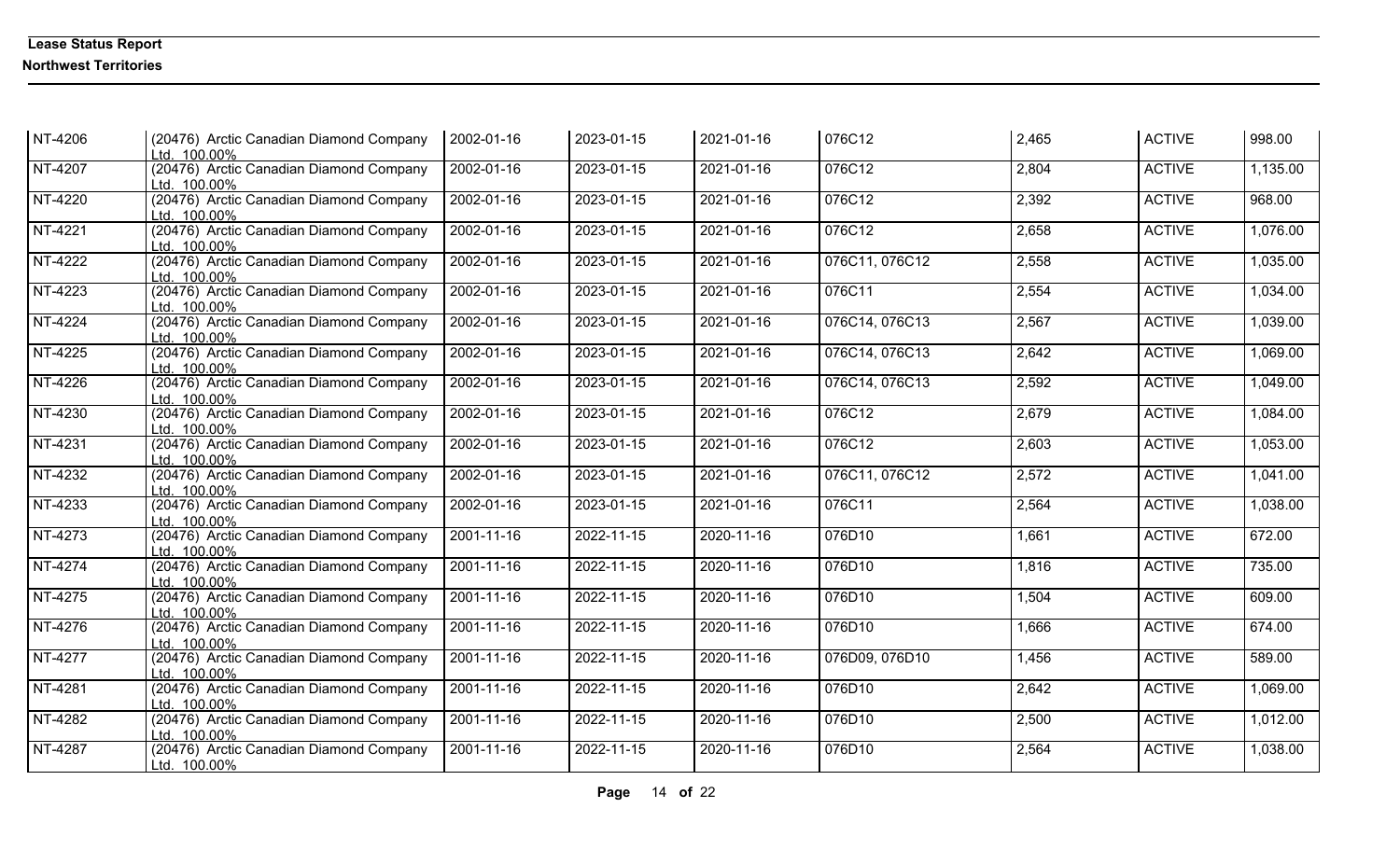**Lease Status Report**

**Northwest Territories**

| | | | | | | | | |
|---|---|---|---|---|---|---|---|---|
| NT-4206 | (20476) Arctic Canadian Diamond Company Ltd. 100.00% | 2002-01-16 | 2023-01-15 | 2021-01-16 | 076C12 | 2,465 | ACTIVE | 998.00 |
| NT-4207 | (20476) Arctic Canadian Diamond Company Ltd. 100.00% | 2002-01-16 | 2023-01-15 | 2021-01-16 | 076C12 | 2,804 | ACTIVE | 1,135.00 |
| NT-4220 | (20476) Arctic Canadian Diamond Company Ltd. 100.00% | 2002-01-16 | 2023-01-15 | 2021-01-16 | 076C12 | 2,392 | ACTIVE | 968.00 |
| NT-4221 | (20476) Arctic Canadian Diamond Company Ltd. 100.00% | 2002-01-16 | 2023-01-15 | 2021-01-16 | 076C12 | 2,658 | ACTIVE | 1,076.00 |
| NT-4222 | (20476) Arctic Canadian Diamond Company Ltd. 100.00% | 2002-01-16 | 2023-01-15 | 2021-01-16 | 076C11, 076C12 | 2,558 | ACTIVE | 1,035.00 |
| NT-4223 | (20476) Arctic Canadian Diamond Company Ltd. 100.00% | 2002-01-16 | 2023-01-15 | 2021-01-16 | 076C11 | 2,554 | ACTIVE | 1,034.00 |
| NT-4224 | (20476) Arctic Canadian Diamond Company Ltd. 100.00% | 2002-01-16 | 2023-01-15 | 2021-01-16 | 076C14, 076C13 | 2,567 | ACTIVE | 1,039.00 |
| NT-4225 | (20476) Arctic Canadian Diamond Company Ltd. 100.00% | 2002-01-16 | 2023-01-15 | 2021-01-16 | 076C14, 076C13 | 2,642 | ACTIVE | 1,069.00 |
| NT-4226 | (20476) Arctic Canadian Diamond Company Ltd. 100.00% | 2002-01-16 | 2023-01-15 | 2021-01-16 | 076C14, 076C13 | 2,592 | ACTIVE | 1,049.00 |
| NT-4230 | (20476) Arctic Canadian Diamond Company Ltd. 100.00% | 2002-01-16 | 2023-01-15 | 2021-01-16 | 076C12 | 2,679 | ACTIVE | 1,084.00 |
| NT-4231 | (20476) Arctic Canadian Diamond Company Ltd. 100.00% | 2002-01-16 | 2023-01-15 | 2021-01-16 | 076C12 | 2,603 | ACTIVE | 1,053.00 |
| NT-4232 | (20476) Arctic Canadian Diamond Company Ltd. 100.00% | 2002-01-16 | 2023-01-15 | 2021-01-16 | 076C11, 076C12 | 2,572 | ACTIVE | 1,041.00 |
| NT-4233 | (20476) Arctic Canadian Diamond Company Ltd. 100.00% | 2002-01-16 | 2023-01-15 | 2021-01-16 | 076C11 | 2,564 | ACTIVE | 1,038.00 |
| NT-4273 | (20476) Arctic Canadian Diamond Company Ltd. 100.00% | 2001-11-16 | 2022-11-15 | 2020-11-16 | 076D10 | 1,661 | ACTIVE | 672.00 |
| NT-4274 | (20476) Arctic Canadian Diamond Company Ltd. 100.00% | 2001-11-16 | 2022-11-15 | 2020-11-16 | 076D10 | 1,816 | ACTIVE | 735.00 |
| NT-4275 | (20476) Arctic Canadian Diamond Company Ltd. 100.00% | 2001-11-16 | 2022-11-15 | 2020-11-16 | 076D10 | 1,504 | ACTIVE | 609.00 |
| NT-4276 | (20476) Arctic Canadian Diamond Company Ltd. 100.00% | 2001-11-16 | 2022-11-15 | 2020-11-16 | 076D10 | 1,666 | ACTIVE | 674.00 |
| NT-4277 | (20476) Arctic Canadian Diamond Company Ltd. 100.00% | 2001-11-16 | 2022-11-15 | 2020-11-16 | 076D09, 076D10 | 1,456 | ACTIVE | 589.00 |
| NT-4281 | (20476) Arctic Canadian Diamond Company Ltd. 100.00% | 2001-11-16 | 2022-11-15 | 2020-11-16 | 076D10 | 2,642 | ACTIVE | 1,069.00 |
| NT-4282 | (20476) Arctic Canadian Diamond Company Ltd. 100.00% | 2001-11-16 | 2022-11-15 | 2020-11-16 | 076D10 | 2,500 | ACTIVE | 1,012.00 |
| NT-4287 | (20476) Arctic Canadian Diamond Company Ltd. 100.00% | 2001-11-16 | 2022-11-15 | 2020-11-16 | 076D10 | 2,564 | ACTIVE | 1,038.00 |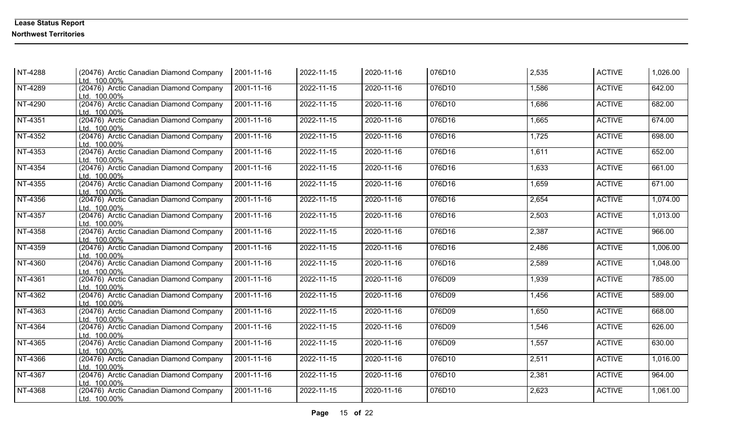**Lease Status Report**

**Northwest Territories**

| | | | | | | | | |
|---|---|---|---|---|---|---|---|---|
| NT-4288 | (20476) Arctic Canadian Diamond Company Ltd. 100.00% | 2001-11-16 | 2022-11-15 | 2020-11-16 | 076D10 | 2,535 | ACTIVE | 1,026.00 |
| NT-4289 | (20476) Arctic Canadian Diamond Company Ltd. 100.00% | 2001-11-16 | 2022-11-15 | 2020-11-16 | 076D10 | 1,586 | ACTIVE | 642.00 |
| NT-4290 | (20476) Arctic Canadian Diamond Company Ltd. 100.00% | 2001-11-16 | 2022-11-15 | 2020-11-16 | 076D10 | 1,686 | ACTIVE | 682.00 |
| NT-4351 | (20476) Arctic Canadian Diamond Company Ltd. 100.00% | 2001-11-16 | 2022-11-15 | 2020-11-16 | 076D16 | 1,665 | ACTIVE | 674.00 |
| NT-4352 | (20476) Arctic Canadian Diamond Company Ltd. 100.00% | 2001-11-16 | 2022-11-15 | 2020-11-16 | 076D16 | 1,725 | ACTIVE | 698.00 |
| NT-4353 | (20476) Arctic Canadian Diamond Company Ltd. 100.00% | 2001-11-16 | 2022-11-15 | 2020-11-16 | 076D16 | 1,611 | ACTIVE | 652.00 |
| NT-4354 | (20476) Arctic Canadian Diamond Company Ltd. 100.00% | 2001-11-16 | 2022-11-15 | 2020-11-16 | 076D16 | 1,633 | ACTIVE | 661.00 |
| NT-4355 | (20476) Arctic Canadian Diamond Company Ltd. 100.00% | 2001-11-16 | 2022-11-15 | 2020-11-16 | 076D16 | 1,659 | ACTIVE | 671.00 |
| NT-4356 | (20476) Arctic Canadian Diamond Company Ltd. 100.00% | 2001-11-16 | 2022-11-15 | 2020-11-16 | 076D16 | 2,654 | ACTIVE | 1,074.00 |
| NT-4357 | (20476) Arctic Canadian Diamond Company Ltd. 100.00% | 2001-11-16 | 2022-11-15 | 2020-11-16 | 076D16 | 2,503 | ACTIVE | 1,013.00 |
| NT-4358 | (20476) Arctic Canadian Diamond Company Ltd. 100.00% | 2001-11-16 | 2022-11-15 | 2020-11-16 | 076D16 | 2,387 | ACTIVE | 966.00 |
| NT-4359 | (20476) Arctic Canadian Diamond Company Ltd. 100.00% | 2001-11-16 | 2022-11-15 | 2020-11-16 | 076D16 | 2,486 | ACTIVE | 1,006.00 |
| NT-4360 | (20476) Arctic Canadian Diamond Company Ltd. 100.00% | 2001-11-16 | 2022-11-15 | 2020-11-16 | 076D16 | 2,589 | ACTIVE | 1,048.00 |
| NT-4361 | (20476) Arctic Canadian Diamond Company Ltd. 100.00% | 2001-11-16 | 2022-11-15 | 2020-11-16 | 076D09 | 1,939 | ACTIVE | 785.00 |
| NT-4362 | (20476) Arctic Canadian Diamond Company Ltd. 100.00% | 2001-11-16 | 2022-11-15 | 2020-11-16 | 076D09 | 1,456 | ACTIVE | 589.00 |
| NT-4363 | (20476) Arctic Canadian Diamond Company Ltd. 100.00% | 2001-11-16 | 2022-11-15 | 2020-11-16 | 076D09 | 1,650 | ACTIVE | 668.00 |
| NT-4364 | (20476) Arctic Canadian Diamond Company Ltd. 100.00% | 2001-11-16 | 2022-11-15 | 2020-11-16 | 076D09 | 1,546 | ACTIVE | 626.00 |
| NT-4365 | (20476) Arctic Canadian Diamond Company Ltd. 100.00% | 2001-11-16 | 2022-11-15 | 2020-11-16 | 076D09 | 1,557 | ACTIVE | 630.00 |
| NT-4366 | (20476) Arctic Canadian Diamond Company Ltd. 100.00% | 2001-11-16 | 2022-11-15 | 2020-11-16 | 076D10 | 2,511 | ACTIVE | 1,016.00 |
| NT-4367 | (20476) Arctic Canadian Diamond Company Ltd. 100.00% | 2001-11-16 | 2022-11-15 | 2020-11-16 | 076D10 | 2,381 | ACTIVE | 964.00 |
| NT-4368 | (20476) Arctic Canadian Diamond Company Ltd. 100.00% | 2001-11-16 | 2022-11-15 | 2020-11-16 | 076D10 | 2,623 | ACTIVE | 1,061.00 |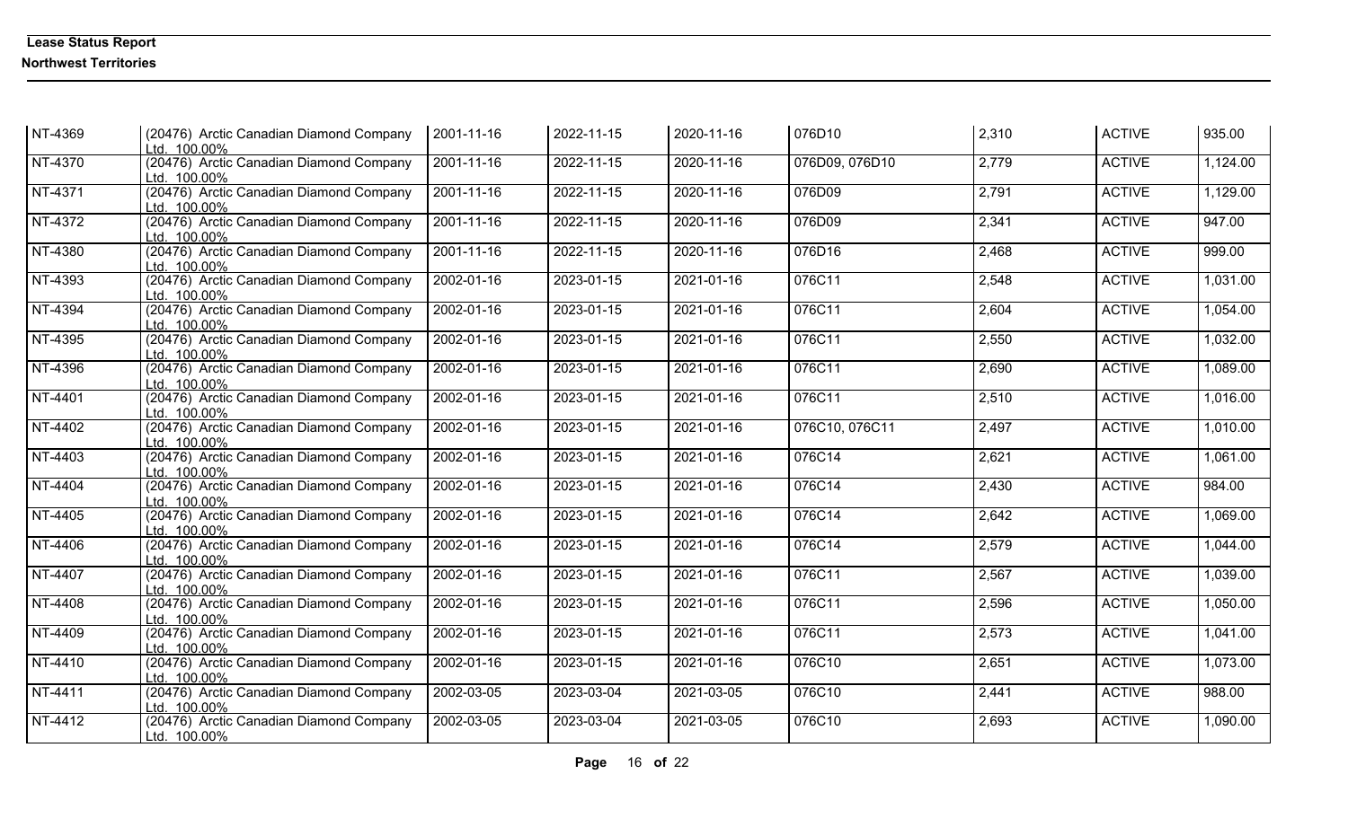**Lease Status Report**

**Northwest Territories**

| | | | | | | | | |
|---|---|---|---|---|---|---|---|---|
| NT-4369 | (20476) Arctic Canadian Diamond Company Ltd. 100.00% | 2001-11-16 | 2022-11-15 | 2020-11-16 | 076D10 | 2,310 | ACTIVE | 935.00 |
| NT-4370 | (20476) Arctic Canadian Diamond Company Ltd. 100.00% | 2001-11-16 | 2022-11-15 | 2020-11-16 | 076D09, 076D10 | 2,779 | ACTIVE | 1,124.00 |
| NT-4371 | (20476) Arctic Canadian Diamond Company Ltd. 100.00% | 2001-11-16 | 2022-11-15 | 2020-11-16 | 076D09 | 2,791 | ACTIVE | 1,129.00 |
| NT-4372 | (20476) Arctic Canadian Diamond Company Ltd. 100.00% | 2001-11-16 | 2022-11-15 | 2020-11-16 | 076D09 | 2,341 | ACTIVE | 947.00 |
| NT-4380 | (20476) Arctic Canadian Diamond Company Ltd. 100.00% | 2001-11-16 | 2022-11-15 | 2020-11-16 | 076D16 | 2,468 | ACTIVE | 999.00 |
| NT-4393 | (20476) Arctic Canadian Diamond Company Ltd. 100.00% | 2002-01-16 | 2023-01-15 | 2021-01-16 | 076C11 | 2,548 | ACTIVE | 1,031.00 |
| NT-4394 | (20476) Arctic Canadian Diamond Company Ltd. 100.00% | 2002-01-16 | 2023-01-15 | 2021-01-16 | 076C11 | 2,604 | ACTIVE | 1,054.00 |
| NT-4395 | (20476) Arctic Canadian Diamond Company Ltd. 100.00% | 2002-01-16 | 2023-01-15 | 2021-01-16 | 076C11 | 2,550 | ACTIVE | 1,032.00 |
| NT-4396 | (20476) Arctic Canadian Diamond Company Ltd. 100.00% | 2002-01-16 | 2023-01-15 | 2021-01-16 | 076C11 | 2,690 | ACTIVE | 1,089.00 |
| NT-4401 | (20476) Arctic Canadian Diamond Company Ltd. 100.00% | 2002-01-16 | 2023-01-15 | 2021-01-16 | 076C11 | 2,510 | ACTIVE | 1,016.00 |
| NT-4402 | (20476) Arctic Canadian Diamond Company Ltd. 100.00% | 2002-01-16 | 2023-01-15 | 2021-01-16 | 076C10, 076C11 | 2,497 | ACTIVE | 1,010.00 |
| NT-4403 | (20476) Arctic Canadian Diamond Company Ltd. 100.00% | 2002-01-16 | 2023-01-15 | 2021-01-16 | 076C14 | 2,621 | ACTIVE | 1,061.00 |
| NT-4404 | (20476) Arctic Canadian Diamond Company Ltd. 100.00% | 2002-01-16 | 2023-01-15 | 2021-01-16 | 076C14 | 2,430 | ACTIVE | 984.00 |
| NT-4405 | (20476) Arctic Canadian Diamond Company Ltd. 100.00% | 2002-01-16 | 2023-01-15 | 2021-01-16 | 076C14 | 2,642 | ACTIVE | 1,069.00 |
| NT-4406 | (20476) Arctic Canadian Diamond Company Ltd. 100.00% | 2002-01-16 | 2023-01-15 | 2021-01-16 | 076C14 | 2,579 | ACTIVE | 1,044.00 |
| NT-4407 | (20476) Arctic Canadian Diamond Company Ltd. 100.00% | 2002-01-16 | 2023-01-15 | 2021-01-16 | 076C11 | 2,567 | ACTIVE | 1,039.00 |
| NT-4408 | (20476) Arctic Canadian Diamond Company Ltd. 100.00% | 2002-01-16 | 2023-01-15 | 2021-01-16 | 076C11 | 2,596 | ACTIVE | 1,050.00 |
| NT-4409 | (20476) Arctic Canadian Diamond Company Ltd. 100.00% | 2002-01-16 | 2023-01-15 | 2021-01-16 | 076C11 | 2,573 | ACTIVE | 1,041.00 |
| NT-4410 | (20476) Arctic Canadian Diamond Company Ltd. 100.00% | 2002-01-16 | 2023-01-15 | 2021-01-16 | 076C10 | 2,651 | ACTIVE | 1,073.00 |
| NT-4411 | (20476) Arctic Canadian Diamond Company Ltd. 100.00% | 2002-03-05 | 2023-03-04 | 2021-03-05 | 076C10 | 2,441 | ACTIVE | 988.00 |
| NT-4412 | (20476) Arctic Canadian Diamond Company Ltd. 100.00% | 2002-03-05 | 2023-03-04 | 2021-03-05 | 076C10 | 2,693 | ACTIVE | 1,090.00 |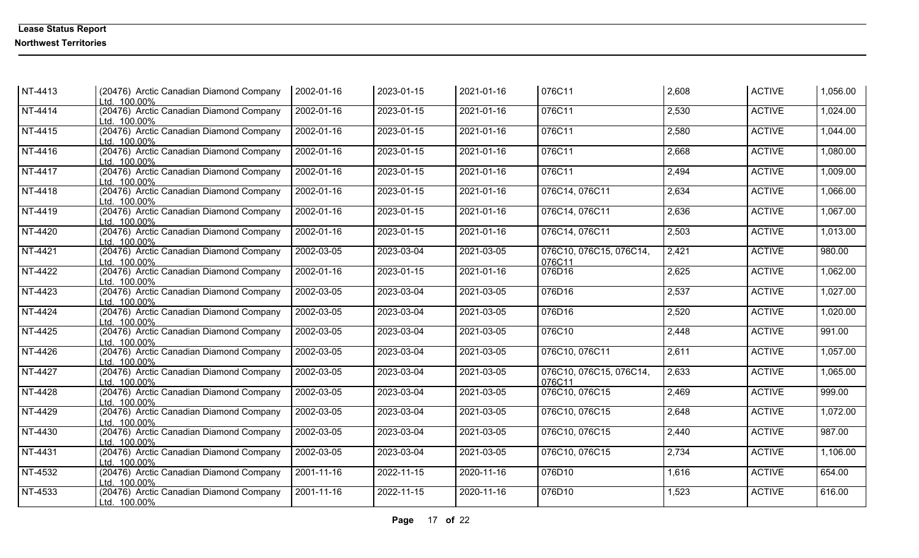| | | | | | | | | |
|---|---|---|---|---|---|---|---|---|
| NT-4413 | (20476) Arctic Canadian Diamond Company Ltd. 100.00% | 2002-01-16 | 2023-01-15 | 2021-01-16 | 076C11 | 2,608 | ACTIVE | 1,056.00 |
| NT-4414 | (20476) Arctic Canadian Diamond Company Ltd. 100.00% | 2002-01-16 | 2023-01-15 | 2021-01-16 | 076C11 | 2,530 | ACTIVE | 1,024.00 |
| NT-4415 | (20476) Arctic Canadian Diamond Company Ltd. 100.00% | 2002-01-16 | 2023-01-15 | 2021-01-16 | 076C11 | 2,580 | ACTIVE | 1,044.00 |
| NT-4416 | (20476) Arctic Canadian Diamond Company Ltd. 100.00% | 2002-01-16 | 2023-01-15 | 2021-01-16 | 076C11 | 2,668 | ACTIVE | 1,080.00 |
| NT-4417 | (20476) Arctic Canadian Diamond Company Ltd. 100.00% | 2002-01-16 | 2023-01-15 | 2021-01-16 | 076C11 | 2,494 | ACTIVE | 1,009.00 |
| NT-4418 | (20476) Arctic Canadian Diamond Company Ltd. 100.00% | 2002-01-16 | 2023-01-15 | 2021-01-16 | 076C14, 076C11 | 2,634 | ACTIVE | 1,066.00 |
| NT-4419 | (20476) Arctic Canadian Diamond Company Ltd. 100.00% | 2002-01-16 | 2023-01-15 | 2021-01-16 | 076C14, 076C11 | 2,636 | ACTIVE | 1,067.00 |
| NT-4420 | (20476) Arctic Canadian Diamond Company Ltd. 100.00% | 2002-01-16 | 2023-01-15 | 2021-01-16 | 076C14, 076C11 | 2,503 | ACTIVE | 1,013.00 |
| NT-4421 | (20476) Arctic Canadian Diamond Company Ltd. 100.00% | 2002-03-05 | 2023-03-04 | 2021-03-05 | 076C10, 076C15, 076C14, 076C11 | 2,421 | ACTIVE | 980.00 |
| NT-4422 | (20476) Arctic Canadian Diamond Company Ltd. 100.00% | 2002-01-16 | 2023-01-15 | 2021-01-16 | 076D16 | 2,625 | ACTIVE | 1,062.00 |
| NT-4423 | (20476) Arctic Canadian Diamond Company Ltd. 100.00% | 2002-03-05 | 2023-03-04 | 2021-03-05 | 076D16 | 2,537 | ACTIVE | 1,027.00 |
| NT-4424 | (20476) Arctic Canadian Diamond Company Ltd. 100.00% | 2002-03-05 | 2023-03-04 | 2021-03-05 | 076D16 | 2,520 | ACTIVE | 1,020.00 |
| NT-4425 | (20476) Arctic Canadian Diamond Company Ltd. 100.00% | 2002-03-05 | 2023-03-04 | 2021-03-05 | 076C10 | 2,448 | ACTIVE | 991.00 |
| NT-4426 | (20476) Arctic Canadian Diamond Company Ltd. 100.00% | 2002-03-05 | 2023-03-04 | 2021-03-05 | 076C10, 076C11 | 2,611 | ACTIVE | 1,057.00 |
| NT-4427 | (20476) Arctic Canadian Diamond Company Ltd. 100.00% | 2002-03-05 | 2023-03-04 | 2021-03-05 | 076C10, 076C15, 076C14, 076C11 | 2,633 | ACTIVE | 1,065.00 |
| NT-4428 | (20476) Arctic Canadian Diamond Company Ltd. 100.00% | 2002-03-05 | 2023-03-04 | 2021-03-05 | 076C10, 076C15 | 2,469 | ACTIVE | 999.00 |
| NT-4429 | (20476) Arctic Canadian Diamond Company Ltd. 100.00% | 2002-03-05 | 2023-03-04 | 2021-03-05 | 076C10, 076C15 | 2,648 | ACTIVE | 1,072.00 |
| NT-4430 | (20476) Arctic Canadian Diamond Company Ltd. 100.00% | 2002-03-05 | 2023-03-04 | 2021-03-05 | 076C10, 076C15 | 2,440 | ACTIVE | 987.00 |
| NT-4431 | (20476) Arctic Canadian Diamond Company Ltd. 100.00% | 2002-03-05 | 2023-03-04 | 2021-03-05 | 076C10, 076C15 | 2,734 | ACTIVE | 1,106.00 |
| NT-4532 | (20476) Arctic Canadian Diamond Company Ltd. 100.00% | 2001-11-16 | 2022-11-15 | 2020-11-16 | 076D10 | 1,616 | ACTIVE | 654.00 |
| NT-4533 | (20476) Arctic Canadian Diamond Company Ltd. 100.00% | 2001-11-16 | 2022-11-15 | 2020-11-16 | 076D10 | 1,523 | ACTIVE | 616.00 |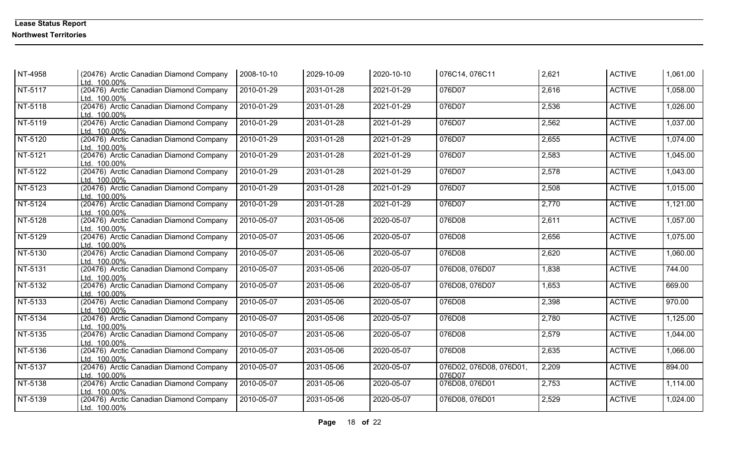**Lease Status Report**

**Northwest Territories**

| | | | | | | | | |
|---|---|---|---|---|---|---|---|---|
| NT-4958 | (20476) Arctic Canadian Diamond Company Ltd. 100.00% | 2008-10-10 | 2029-10-09 | 2020-10-10 | 076C14, 076C11 | 2,621 | ACTIVE | 1,061.00 |
| NT-5117 | (20476) Arctic Canadian Diamond Company Ltd. 100.00% | 2010-01-29 | 2031-01-28 | 2021-01-29 | 076D07 | 2,616 | ACTIVE | 1,058.00 |
| NT-5118 | (20476) Arctic Canadian Diamond Company Ltd. 100.00% | 2010-01-29 | 2031-01-28 | 2021-01-29 | 076D07 | 2,536 | ACTIVE | 1,026.00 |
| NT-5119 | (20476) Arctic Canadian Diamond Company Ltd. 100.00% | 2010-01-29 | 2031-01-28 | 2021-01-29 | 076D07 | 2,562 | ACTIVE | 1,037.00 |
| NT-5120 | (20476) Arctic Canadian Diamond Company Ltd. 100.00% | 2010-01-29 | 2031-01-28 | 2021-01-29 | 076D07 | 2,655 | ACTIVE | 1,074.00 |
| NT-5121 | (20476) Arctic Canadian Diamond Company Ltd. 100.00% | 2010-01-29 | 2031-01-28 | 2021-01-29 | 076D07 | 2,583 | ACTIVE | 1,045.00 |
| NT-5122 | (20476) Arctic Canadian Diamond Company Ltd. 100.00% | 2010-01-29 | 2031-01-28 | 2021-01-29 | 076D07 | 2,578 | ACTIVE | 1,043.00 |
| NT-5123 | (20476) Arctic Canadian Diamond Company Ltd. 100.00% | 2010-01-29 | 2031-01-28 | 2021-01-29 | 076D07 | 2,508 | ACTIVE | 1,015.00 |
| NT-5124 | (20476) Arctic Canadian Diamond Company Ltd. 100.00% | 2010-01-29 | 2031-01-28 | 2021-01-29 | 076D07 | 2,770 | ACTIVE | 1,121.00 |
| NT-5128 | (20476) Arctic Canadian Diamond Company Ltd. 100.00% | 2010-05-07 | 2031-05-06 | 2020-05-07 | 076D08 | 2,611 | ACTIVE | 1,057.00 |
| NT-5129 | (20476) Arctic Canadian Diamond Company Ltd. 100.00% | 2010-05-07 | 2031-05-06 | 2020-05-07 | 076D08 | 2,656 | ACTIVE | 1,075.00 |
| NT-5130 | (20476) Arctic Canadian Diamond Company Ltd. 100.00% | 2010-05-07 | 2031-05-06 | 2020-05-07 | 076D08 | 2,620 | ACTIVE | 1,060.00 |
| NT-5131 | (20476) Arctic Canadian Diamond Company Ltd. 100.00% | 2010-05-07 | 2031-05-06 | 2020-05-07 | 076D08, 076D07 | 1,838 | ACTIVE | 744.00 |
| NT-5132 | (20476) Arctic Canadian Diamond Company Ltd. 100.00% | 2010-05-07 | 2031-05-06 | 2020-05-07 | 076D08, 076D07 | 1,653 | ACTIVE | 669.00 |
| NT-5133 | (20476) Arctic Canadian Diamond Company Ltd. 100.00% | 2010-05-07 | 2031-05-06 | 2020-05-07 | 076D08 | 2,398 | ACTIVE | 970.00 |
| NT-5134 | (20476) Arctic Canadian Diamond Company Ltd. 100.00% | 2010-05-07 | 2031-05-06 | 2020-05-07 | 076D08 | 2,780 | ACTIVE | 1,125.00 |
| NT-5135 | (20476) Arctic Canadian Diamond Company Ltd. 100.00% | 2010-05-07 | 2031-05-06 | 2020-05-07 | 076D08 | 2,579 | ACTIVE | 1,044.00 |
| NT-5136 | (20476) Arctic Canadian Diamond Company Ltd. 100.00% | 2010-05-07 | 2031-05-06 | 2020-05-07 | 076D08 | 2,635 | ACTIVE | 1,066.00 |
| NT-5137 | (20476) Arctic Canadian Diamond Company Ltd. 100.00% | 2010-05-07 | 2031-05-06 | 2020-05-07 | 076D02, 076D08, 076D01, 076D07 | 2,209 | ACTIVE | 894.00 |
| NT-5138 | (20476) Arctic Canadian Diamond Company Ltd. 100.00% | 2010-05-07 | 2031-05-06 | 2020-05-07 | 076D08, 076D01 | 2,753 | ACTIVE | 1,114.00 |
| NT-5139 | (20476) Arctic Canadian Diamond Company Ltd. 100.00% | 2010-05-07 | 2031-05-06 | 2020-05-07 | 076D08, 076D01 | 2,529 | ACTIVE | 1,024.00 |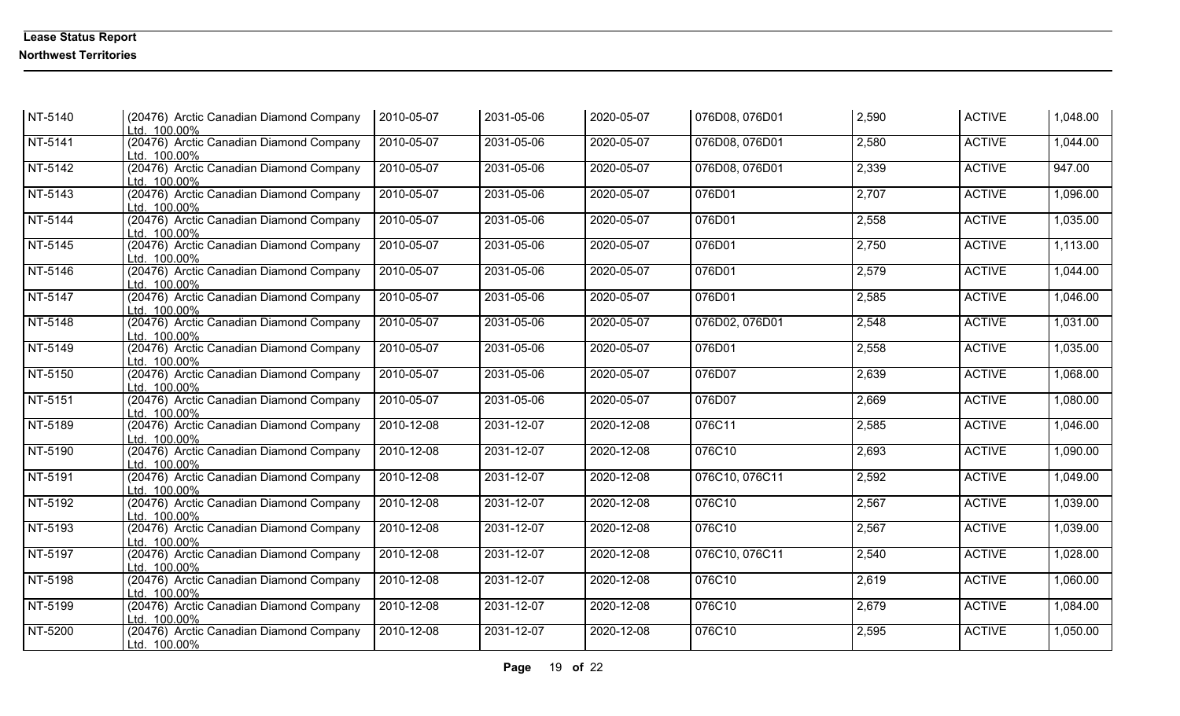**Lease Status Report**

**Northwest Territories**

| | | | | | | | | |
|---|---|---|---|---|---|---|---|---|
| NT-5140 | (20476) Arctic Canadian Diamond Company Ltd. 100.00% | 2010-05-07 | 2031-05-06 | 2020-05-07 | 076D08, 076D01 | 2,590 | ACTIVE | 1,048.00 |
| NT-5141 | (20476) Arctic Canadian Diamond Company Ltd. 100.00% | 2010-05-07 | 2031-05-06 | 2020-05-07 | 076D08, 076D01 | 2,580 | ACTIVE | 1,044.00 |
| NT-5142 | (20476) Arctic Canadian Diamond Company Ltd. 100.00% | 2010-05-07 | 2031-05-06 | 2020-05-07 | 076D08, 076D01 | 2,339 | ACTIVE | 947.00 |
| NT-5143 | (20476) Arctic Canadian Diamond Company Ltd. 100.00% | 2010-05-07 | 2031-05-06 | 2020-05-07 | 076D01 | 2,707 | ACTIVE | 1,096.00 |
| NT-5144 | (20476) Arctic Canadian Diamond Company Ltd. 100.00% | 2010-05-07 | 2031-05-06 | 2020-05-07 | 076D01 | 2,558 | ACTIVE | 1,035.00 |
| NT-5145 | (20476) Arctic Canadian Diamond Company Ltd. 100.00% | 2010-05-07 | 2031-05-06 | 2020-05-07 | 076D01 | 2,750 | ACTIVE | 1,113.00 |
| NT-5146 | (20476) Arctic Canadian Diamond Company Ltd. 100.00% | 2010-05-07 | 2031-05-06 | 2020-05-07 | 076D01 | 2,579 | ACTIVE | 1,044.00 |
| NT-5147 | (20476) Arctic Canadian Diamond Company Ltd. 100.00% | 2010-05-07 | 2031-05-06 | 2020-05-07 | 076D01 | 2,585 | ACTIVE | 1,046.00 |
| NT-5148 | (20476) Arctic Canadian Diamond Company Ltd. 100.00% | 2010-05-07 | 2031-05-06 | 2020-05-07 | 076D02, 076D01 | 2,548 | ACTIVE | 1,031.00 |
| NT-5149 | (20476) Arctic Canadian Diamond Company Ltd. 100.00% | 2010-05-07 | 2031-05-06 | 2020-05-07 | 076D01 | 2,558 | ACTIVE | 1,035.00 |
| NT-5150 | (20476) Arctic Canadian Diamond Company Ltd. 100.00% | 2010-05-07 | 2031-05-06 | 2020-05-07 | 076D07 | 2,639 | ACTIVE | 1,068.00 |
| NT-5151 | (20476) Arctic Canadian Diamond Company Ltd. 100.00% | 2010-05-07 | 2031-05-06 | 2020-05-07 | 076D07 | 2,669 | ACTIVE | 1,080.00 |
| NT-5189 | (20476) Arctic Canadian Diamond Company Ltd. 100.00% | 2010-12-08 | 2031-12-07 | 2020-12-08 | 076C11 | 2,585 | ACTIVE | 1,046.00 |
| NT-5190 | (20476) Arctic Canadian Diamond Company Ltd. 100.00% | 2010-12-08 | 2031-12-07 | 2020-12-08 | 076C10 | 2,693 | ACTIVE | 1,090.00 |
| NT-5191 | (20476) Arctic Canadian Diamond Company Ltd. 100.00% | 2010-12-08 | 2031-12-07 | 2020-12-08 | 076C10, 076C11 | 2,592 | ACTIVE | 1,049.00 |
| NT-5192 | (20476) Arctic Canadian Diamond Company Ltd. 100.00% | 2010-12-08 | 2031-12-07 | 2020-12-08 | 076C10 | 2,567 | ACTIVE | 1,039.00 |
| NT-5193 | (20476) Arctic Canadian Diamond Company Ltd. 100.00% | 2010-12-08 | 2031-12-07 | 2020-12-08 | 076C10 | 2,567 | ACTIVE | 1,039.00 |
| NT-5197 | (20476) Arctic Canadian Diamond Company Ltd. 100.00% | 2010-12-08 | 2031-12-07 | 2020-12-08 | 076C10, 076C11 | 2,540 | ACTIVE | 1,028.00 |
| NT-5198 | (20476) Arctic Canadian Diamond Company Ltd. 100.00% | 2010-12-08 | 2031-12-07 | 2020-12-08 | 076C10 | 2,619 | ACTIVE | 1,060.00 |
| NT-5199 | (20476) Arctic Canadian Diamond Company Ltd. 100.00% | 2010-12-08 | 2031-12-07 | 2020-12-08 | 076C10 | 2,679 | ACTIVE | 1,084.00 |
| NT-5200 | (20476) Arctic Canadian Diamond Company Ltd. 100.00% | 2010-12-08 | 2031-12-07 | 2020-12-08 | 076C10 | 2,595 | ACTIVE | 1,050.00 |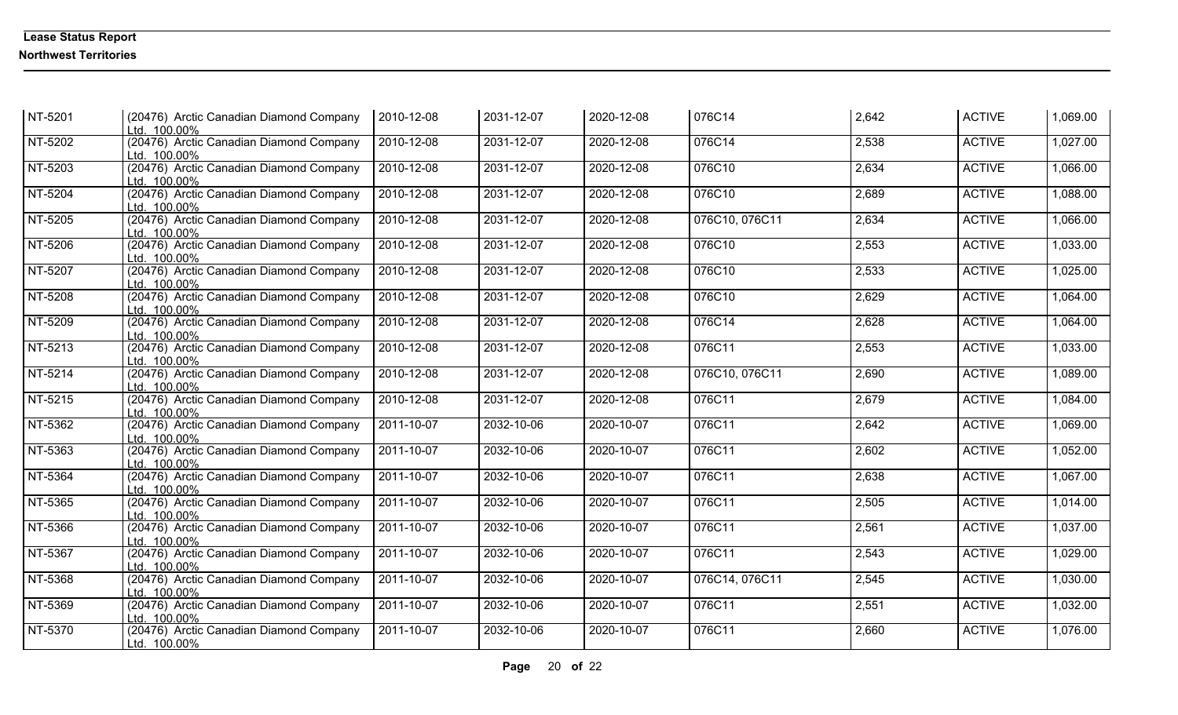**Lease Status Report**

**Northwest Territories**

| | | | | | | | | |
|---|---|---|---|---|---|---|---|---|
| NT-5201 | (20476) Arctic Canadian Diamond Company Ltd. 100.00% | 2010-12-08 | 2031-12-07 | 2020-12-08 | 076C14 | 2,642 | ACTIVE | 1,069.00 |
| NT-5202 | (20476) Arctic Canadian Diamond Company Ltd. 100.00% | 2010-12-08 | 2031-12-07 | 2020-12-08 | 076C14 | 2,538 | ACTIVE | 1,027.00 |
| NT-5203 | (20476) Arctic Canadian Diamond Company Ltd. 100.00% | 2010-12-08 | 2031-12-07 | 2020-12-08 | 076C10 | 2,634 | ACTIVE | 1,066.00 |
| NT-5204 | (20476) Arctic Canadian Diamond Company Ltd. 100.00% | 2010-12-08 | 2031-12-07 | 2020-12-08 | 076C10 | 2,689 | ACTIVE | 1,088.00 |
| NT-5205 | (20476) Arctic Canadian Diamond Company Ltd. 100.00% | 2010-12-08 | 2031-12-07 | 2020-12-08 | 076C10, 076C11 | 2,634 | ACTIVE | 1,066.00 |
| NT-5206 | (20476) Arctic Canadian Diamond Company Ltd. 100.00% | 2010-12-08 | 2031-12-07 | 2020-12-08 | 076C10 | 2,553 | ACTIVE | 1,033.00 |
| NT-5207 | (20476) Arctic Canadian Diamond Company Ltd. 100.00% | 2010-12-08 | 2031-12-07 | 2020-12-08 | 076C10 | 2,533 | ACTIVE | 1,025.00 |
| NT-5208 | (20476) Arctic Canadian Diamond Company Ltd. 100.00% | 2010-12-08 | 2031-12-07 | 2020-12-08 | 076C10 | 2,629 | ACTIVE | 1,064.00 |
| NT-5209 | (20476) Arctic Canadian Diamond Company Ltd. 100.00% | 2010-12-08 | 2031-12-07 | 2020-12-08 | 076C14 | 2,628 | ACTIVE | 1,064.00 |
| NT-5213 | (20476) Arctic Canadian Diamond Company Ltd. 100.00% | 2010-12-08 | 2031-12-07 | 2020-12-08 | 076C11 | 2,553 | ACTIVE | 1,033.00 |
| NT-5214 | (20476) Arctic Canadian Diamond Company Ltd. 100.00% | 2010-12-08 | 2031-12-07 | 2020-12-08 | 076C10, 076C11 | 2,690 | ACTIVE | 1,089.00 |
| NT-5215 | (20476) Arctic Canadian Diamond Company Ltd. 100.00% | 2010-12-08 | 2031-12-07 | 2020-12-08 | 076C11 | 2,679 | ACTIVE | 1,084.00 |
| NT-5362 | (20476) Arctic Canadian Diamond Company Ltd. 100.00% | 2011-10-07 | 2032-10-06 | 2020-10-07 | 076C11 | 2,642 | ACTIVE | 1,069.00 |
| NT-5363 | (20476) Arctic Canadian Diamond Company Ltd. 100.00% | 2011-10-07 | 2032-10-06 | 2020-10-07 | 076C11 | 2,602 | ACTIVE | 1,052.00 |
| NT-5364 | (20476) Arctic Canadian Diamond Company Ltd. 100.00% | 2011-10-07 | 2032-10-06 | 2020-10-07 | 076C11 | 2,638 | ACTIVE | 1,067.00 |
| NT-5365 | (20476) Arctic Canadian Diamond Company Ltd. 100.00% | 2011-10-07 | 2032-10-06 | 2020-10-07 | 076C11 | 2,505 | ACTIVE | 1,014.00 |
| NT-5366 | (20476) Arctic Canadian Diamond Company Ltd. 100.00% | 2011-10-07 | 2032-10-06 | 2020-10-07 | 076C11 | 2,561 | ACTIVE | 1,037.00 |
| NT-5367 | (20476) Arctic Canadian Diamond Company Ltd. 100.00% | 2011-10-07 | 2032-10-06 | 2020-10-07 | 076C11 | 2,543 | ACTIVE | 1,029.00 |
| NT-5368 | (20476) Arctic Canadian Diamond Company Ltd. 100.00% | 2011-10-07 | 2032-10-06 | 2020-10-07 | 076C14, 076C11 | 2,545 | ACTIVE | 1,030.00 |
| NT-5369 | (20476) Arctic Canadian Diamond Company Ltd. 100.00% | 2011-10-07 | 2032-10-06 | 2020-10-07 | 076C11 | 2,551 | ACTIVE | 1,032.00 |
| NT-5370 | (20476) Arctic Canadian Diamond Company Ltd. 100.00% | 2011-10-07 | 2032-10-06 | 2020-10-07 | 076C11 | 2,660 | ACTIVE | 1,076.00 |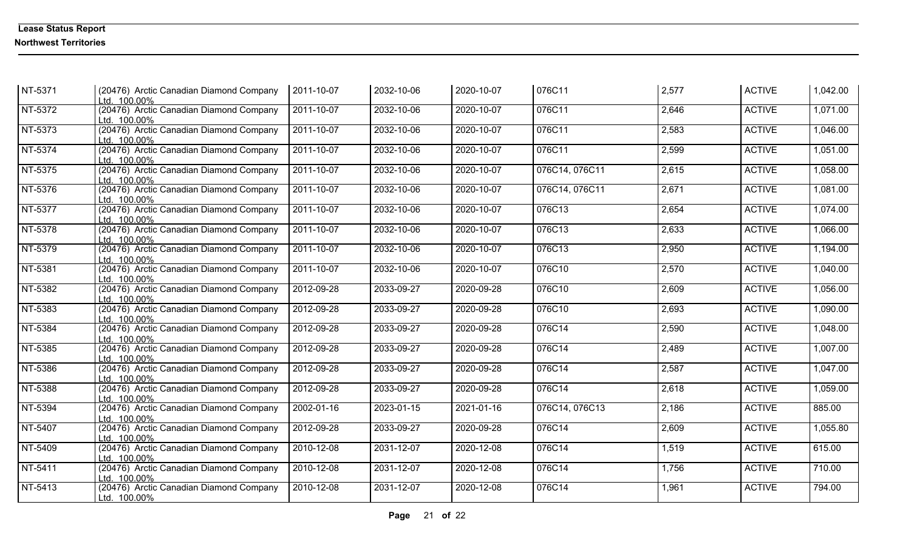**Lease Status Report**

**Northwest Territories**

| | | | | | | | | |
|---|---|---|---|---|---|---|---|---|
| NT-5371 | (20476) Arctic Canadian Diamond Company Ltd. 100.00% | 2011-10-07 | 2032-10-06 | 2020-10-07 | 076C11 | 2,577 | ACTIVE | 1,042.00 |
| NT-5372 | (20476) Arctic Canadian Diamond Company Ltd. 100.00% | 2011-10-07 | 2032-10-06 | 2020-10-07 | 076C11 | 2,646 | ACTIVE | 1,071.00 |
| NT-5373 | (20476) Arctic Canadian Diamond Company Ltd. 100.00% | 2011-10-07 | 2032-10-06 | 2020-10-07 | 076C11 | 2,583 | ACTIVE | 1,046.00 |
| NT-5374 | (20476) Arctic Canadian Diamond Company Ltd. 100.00% | 2011-10-07 | 2032-10-06 | 2020-10-07 | 076C11 | 2,599 | ACTIVE | 1,051.00 |
| NT-5375 | (20476) Arctic Canadian Diamond Company Ltd. 100.00% | 2011-10-07 | 2032-10-06 | 2020-10-07 | 076C14, 076C11 | 2,615 | ACTIVE | 1,058.00 |
| NT-5376 | (20476) Arctic Canadian Diamond Company Ltd. 100.00% | 2011-10-07 | 2032-10-06 | 2020-10-07 | 076C14, 076C11 | 2,671 | ACTIVE | 1,081.00 |
| NT-5377 | (20476) Arctic Canadian Diamond Company Ltd. 100.00% | 2011-10-07 | 2032-10-06 | 2020-10-07 | 076C13 | 2,654 | ACTIVE | 1,074.00 |
| NT-5378 | (20476) Arctic Canadian Diamond Company Ltd. 100.00% | 2011-10-07 | 2032-10-06 | 2020-10-07 | 076C13 | 2,633 | ACTIVE | 1,066.00 |
| NT-5379 | (20476) Arctic Canadian Diamond Company Ltd. 100.00% | 2011-10-07 | 2032-10-06 | 2020-10-07 | 076C13 | 2,950 | ACTIVE | 1,194.00 |
| NT-5381 | (20476) Arctic Canadian Diamond Company Ltd. 100.00% | 2011-10-07 | 2032-10-06 | 2020-10-07 | 076C10 | 2,570 | ACTIVE | 1,040.00 |
| NT-5382 | (20476) Arctic Canadian Diamond Company Ltd. 100.00% | 2012-09-28 | 2033-09-27 | 2020-09-28 | 076C10 | 2,609 | ACTIVE | 1,056.00 |
| NT-5383 | (20476) Arctic Canadian Diamond Company Ltd. 100.00% | 2012-09-28 | 2033-09-27 | 2020-09-28 | 076C10 | 2,693 | ACTIVE | 1,090.00 |
| NT-5384 | (20476) Arctic Canadian Diamond Company Ltd. 100.00% | 2012-09-28 | 2033-09-27 | 2020-09-28 | 076C14 | 2,590 | ACTIVE | 1,048.00 |
| NT-5385 | (20476) Arctic Canadian Diamond Company Ltd. 100.00% | 2012-09-28 | 2033-09-27 | 2020-09-28 | 076C14 | 2,489 | ACTIVE | 1,007.00 |
| NT-5386 | (20476) Arctic Canadian Diamond Company Ltd. 100.00% | 2012-09-28 | 2033-09-27 | 2020-09-28 | 076C14 | 2,587 | ACTIVE | 1,047.00 |
| NT-5388 | (20476) Arctic Canadian Diamond Company Ltd. 100.00% | 2012-09-28 | 2033-09-27 | 2020-09-28 | 076C14 | 2,618 | ACTIVE | 1,059.00 |
| NT-5394 | (20476) Arctic Canadian Diamond Company Ltd. 100.00% | 2002-01-16 | 2023-01-15 | 2021-01-16 | 076C14, 076C13 | 2,186 | ACTIVE | 885.00 |
| NT-5407 | (20476) Arctic Canadian Diamond Company Ltd. 100.00% | 2012-09-28 | 2033-09-27 | 2020-09-28 | 076C14 | 2,609 | ACTIVE | 1,055.80 |
| NT-5409 | (20476) Arctic Canadian Diamond Company Ltd. 100.00% | 2010-12-08 | 2031-12-07 | 2020-12-08 | 076C14 | 1,519 | ACTIVE | 615.00 |
| NT-5411 | (20476) Arctic Canadian Diamond Company Ltd. 100.00% | 2010-12-08 | 2031-12-07 | 2020-12-08 | 076C14 | 1,756 | ACTIVE | 710.00 |
| NT-5413 | (20476) Arctic Canadian Diamond Company Ltd. 100.00% | 2010-12-08 | 2031-12-07 | 2020-12-08 | 076C14 | 1,961 | ACTIVE | 794.00 |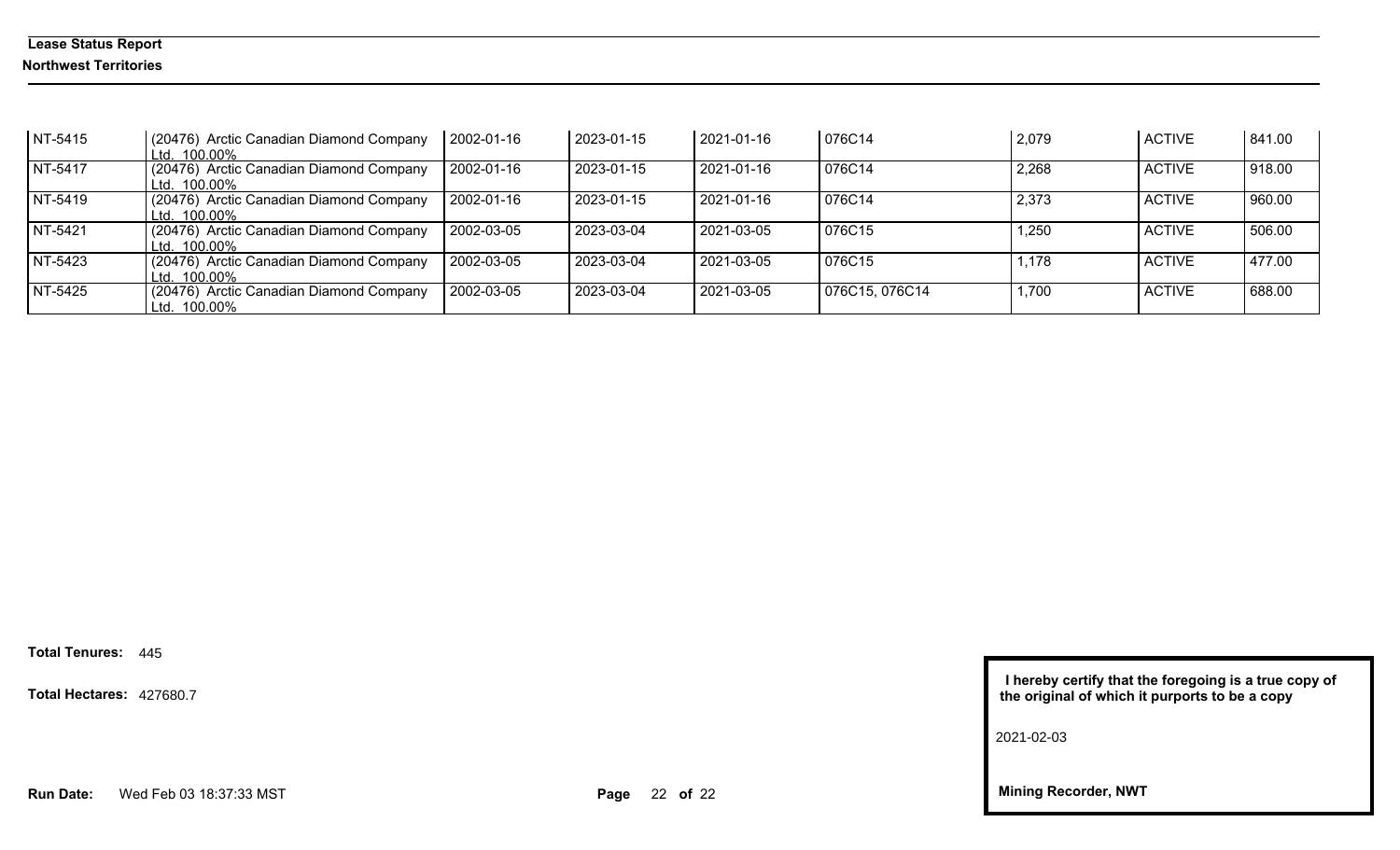| | | | | | | | | |
|---|---|---|---|---|---|---|---|---|
| NT-5415 | (20476) Arctic Canadian Diamond Company Ltd. 100.00% | 2002-01-16 | 2023-01-15 | 2021-01-16 | 076C14 | 2,079 | ACTIVE | 841.00 |
| NT-5417 | (20476) Arctic Canadian Diamond Company Ltd. 100.00% | 2002-01-16 | 2023-01-15 | 2021-01-16 | 076C14 | 2,268 | ACTIVE | 918.00 |
| NT-5419 | (20476) Arctic Canadian Diamond Company Ltd. 100.00% | 2002-01-16 | 2023-01-15 | 2021-01-16 | 076C14 | 2,373 | ACTIVE | 960.00 |
| NT-5421 | (20476) Arctic Canadian Diamond Company Ltd. 100.00% | 2002-03-05 | 2023-03-04 | 2021-03-05 | 076C15 | 1,250 | ACTIVE | 506.00 |
| NT-5423 | (20476) Arctic Canadian Diamond Company Ltd. 100.00% | 2002-03-05 | 2023-03-04 | 2021-03-05 | 076C15 | 1,178 | ACTIVE | 477.00 |
| NT-5425 | (20476) Arctic Canadian Diamond Company Ltd. 100.00% | 2002-03-05 | 2023-03-04 | 2021-03-05 | 076C15, 076C14 | 1,700 | ACTIVE | 688.00 |

**Total Tenures:** 445

**Total Hectares:** 427680.7

**I hereby certify that the foregoing is a true copy of the original of which it purports to be a copy**

2021-02-03

**Mining Recorder, NWT**

**Run Date:** Wed Feb 03 18:37:33 MST